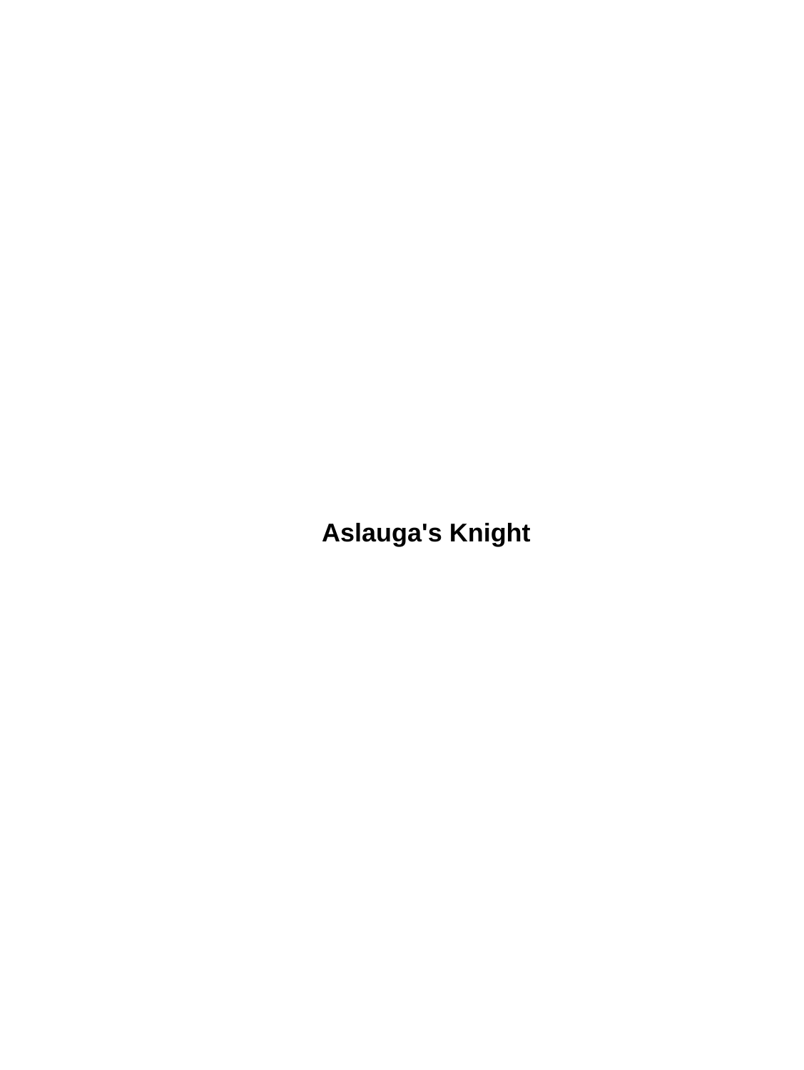# Aslauga's Knight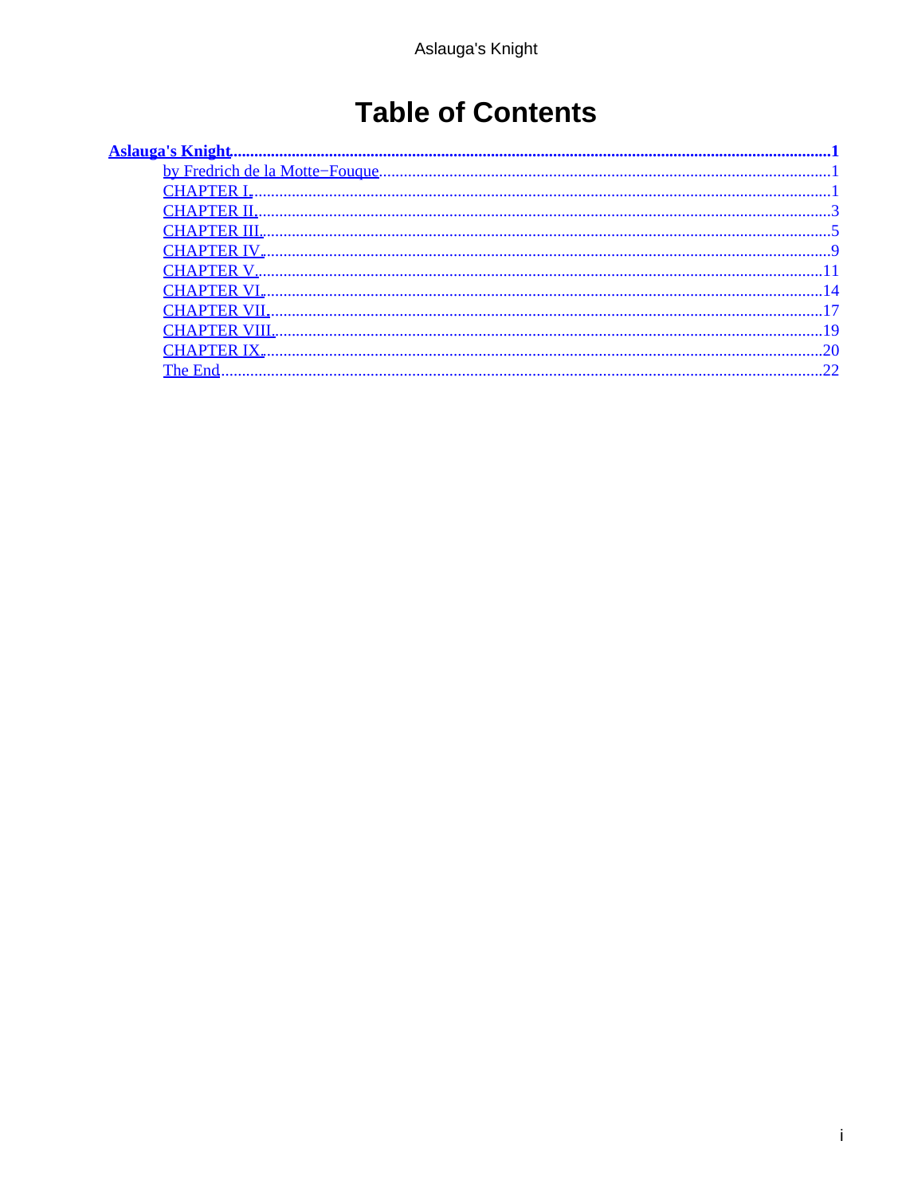# Table of Contents

**Aslauga's Knight** ....................................................................................................................... **1**

- by Fredrich de la Motte−Fouque .................................................................................... 1
- CHAPTER I. ..................................................................................................................... 1
- CHAPTER II. .................................................................................................................... 3
- CHAPTER III. ................................................................................................................... 5
- CHAPTER IV. ................................................................................................................... 9
- CHAPTER V. .................................................................................................................. 11
- CHAPTER VI. ................................................................................................................. 14
- CHAPTER VII. ................................................................................................................ 17
- CHAPTER VIII. ............................................................................................................... 19
- CHAPTER IX. ................................................................................................................. 20
- The End ......................................................................................................................... 22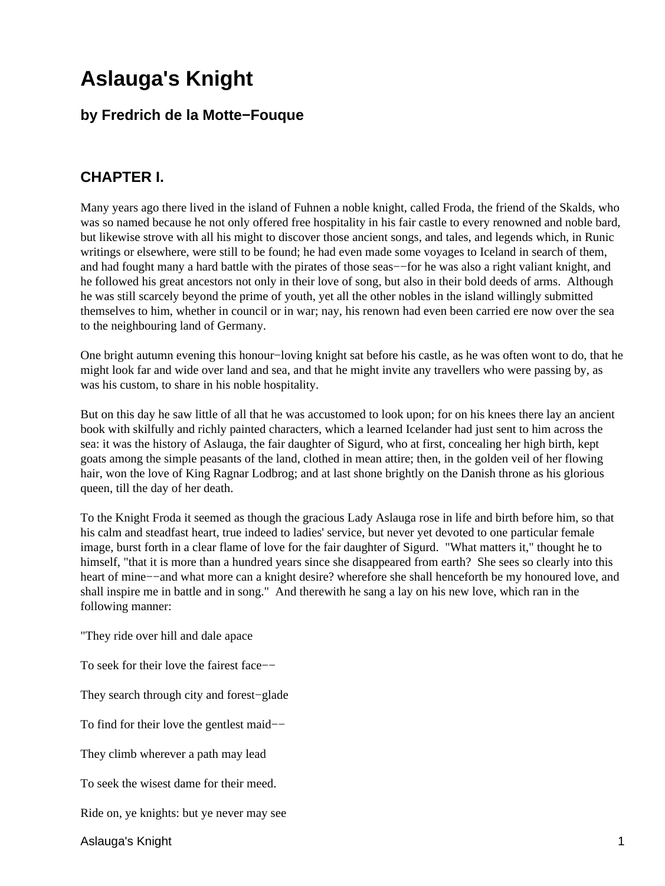# Aslauga's Knight

### by Fredrich de la Motte−Fouque

## CHAPTER I.

Many years ago there lived in the island of Fuhnen a noble knight, called Froda, the friend of the Skalds, who was so named because he not only offered free hospitality in his fair castle to every renowned and noble bard, but likewise strove with all his might to discover those ancient songs, and tales, and legends which, in Runic writings or elsewhere, were still to be found; he had even made some voyages to Iceland in search of them, and had fought many a hard battle with the pirates of those seas−−for he was also a right valiant knight, and he followed his great ancestors not only in their love of song, but also in their bold deeds of arms. Although he was still scarcely beyond the prime of youth, yet all the other nobles in the island willingly submitted themselves to him, whether in council or in war; nay, his renown had even been carried ere now over the sea to the neighbouring land of Germany.

One bright autumn evening this honour−loving knight sat before his castle, as he was often wont to do, that he might look far and wide over land and sea, and that he might invite any travellers who were passing by, as was his custom, to share in his noble hospitality.

But on this day he saw little of all that he was accustomed to look upon; for on his knees there lay an ancient book with skilfully and richly painted characters, which a learned Icelander had just sent to him across the sea: it was the history of Aslauga, the fair daughter of Sigurd, who at first, concealing her high birth, kept goats among the simple peasants of the land, clothed in mean attire; then, in the golden veil of her flowing hair, won the love of King Ragnar Lodbrog; and at last shone brightly on the Danish throne as his glorious queen, till the day of her death.

To the Knight Froda it seemed as though the gracious Lady Aslauga rose in life and birth before him, so that his calm and steadfast heart, true indeed to ladies' service, but never yet devoted to one particular female image, burst forth in a clear flame of love for the fair daughter of Sigurd. "What matters it," thought he to himself, "that it is more than a hundred years since she disappeared from earth? She sees so clearly into this heart of mine−−and what more can a knight desire? wherefore she shall henceforth be my honoured love, and shall inspire me in battle and in song." And therewith he sang a lay on his new love, which ran in the following manner:

"They ride over hill and dale apace

To seek for their love the fairest face−−

They search through city and forest−glade

To find for their love the gentlest maid−−

They climb wherever a path may lead

To seek the wisest dame for their meed.

Ride on, ye knights: but ye never may see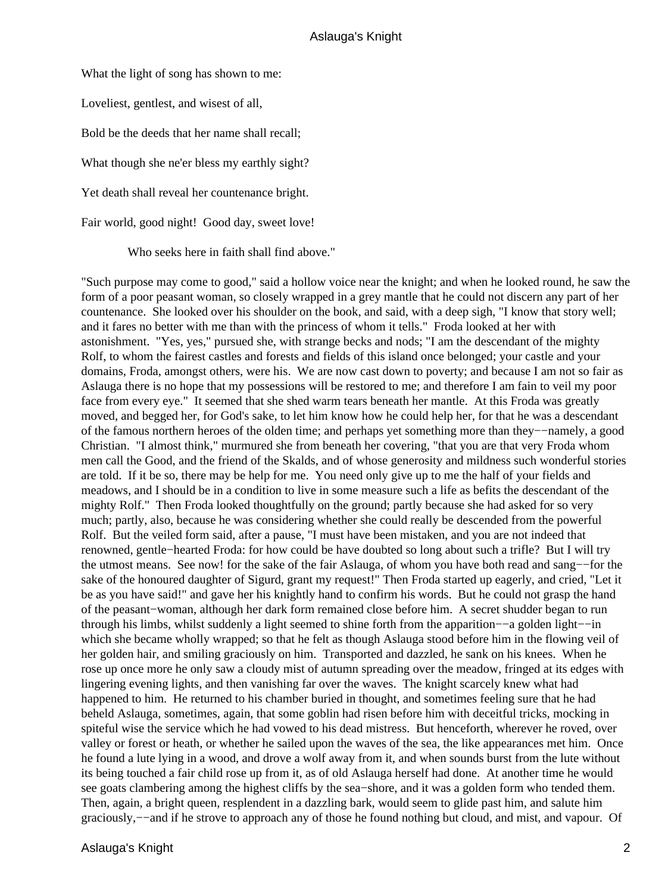What the light of song has shown to me:

Loveliest, gentlest, and wisest of all,

Bold be the deeds that her name shall recall;

What though she ne'er bless my earthly sight?

Yet death shall reveal her countenance bright.

Fair world, good night! Good day, sweet love!

Who seeks here in faith shall find above."

"Such purpose may come to good," said a hollow voice near the knight; and when he looked round, he saw the form of a poor peasant woman, so closely wrapped in a grey mantle that he could not discern any part of her countenance. She looked over his shoulder on the book, and said, with a deep sigh, "I know that story well; and it fares no better with me than with the princess of whom it tells." Froda looked at her with astonishment. "Yes, yes," pursued she, with strange becks and nods; "I am the descendant of the mighty Rolf, to whom the fairest castles and forests and fields of this island once belonged; your castle and your domains, Froda, amongst others, were his. We are now cast down to poverty; and because I am not so fair as Aslauga there is no hope that my possessions will be restored to me; and therefore I am fain to veil my poor face from every eye." It seemed that she shed warm tears beneath her mantle. At this Froda was greatly moved, and begged her, for God's sake, to let him know how he could help her, for that he was a descendant of the famous northern heroes of the olden time; and perhaps yet something more than they−−namely, a good Christian. "I almost think," murmured she from beneath her covering, "that you are that very Froda whom men call the Good, and the friend of the Skalds, and of whose generosity and mildness such wonderful stories are told. If it be so, there may be help for me. You need only give up to me the half of your fields and meadows, and I should be in a condition to live in some measure such a life as befits the descendant of the mighty Rolf." Then Froda looked thoughtfully on the ground; partly because she had asked for so very much; partly, also, because he was considering whether she could really be descended from the powerful Rolf. But the veiled form said, after a pause, "I must have been mistaken, and you are not indeed that renowned, gentle−hearted Froda: for how could be have doubted so long about such a trifle? But I will try the utmost means. See now! for the sake of the fair Aslauga, of whom you have both read and sang−−for the sake of the honoured daughter of Sigurd, grant my request!" Then Froda started up eagerly, and cried, "Let it be as you have said!" and gave her his knightly hand to confirm his words. But he could not grasp the hand of the peasant−woman, although her dark form remained close before him. A secret shudder began to run through his limbs, whilst suddenly a light seemed to shine forth from the apparition−−a golden light−−in which she became wholly wrapped; so that he felt as though Aslauga stood before him in the flowing veil of her golden hair, and smiling graciously on him. Transported and dazzled, he sank on his knees. When he rose up once more he only saw a cloudy mist of autumn spreading over the meadow, fringed at its edges with lingering evening lights, and then vanishing far over the waves. The knight scarcely knew what had happened to him. He returned to his chamber buried in thought, and sometimes feeling sure that he had beheld Aslauga, sometimes, again, that some goblin had risen before him with deceitful tricks, mocking in spiteful wise the service which he had vowed to his dead mistress. But henceforth, wherever he roved, over valley or forest or heath, or whether he sailed upon the waves of the sea, the like appearances met him. Once he found a lute lying in a wood, and drove a wolf away from it, and when sounds burst from the lute without its being touched a fair child rose up from it, as of old Aslauga herself had done. At another time he would see goats clambering among the highest cliffs by the sea−shore, and it was a golden form who tended them. Then, again, a bright queen, resplendent in a dazzling bark, would seem to glide past him, and salute him graciously,−−and if he strove to approach any of those he found nothing but cloud, and mist, and vapour. Of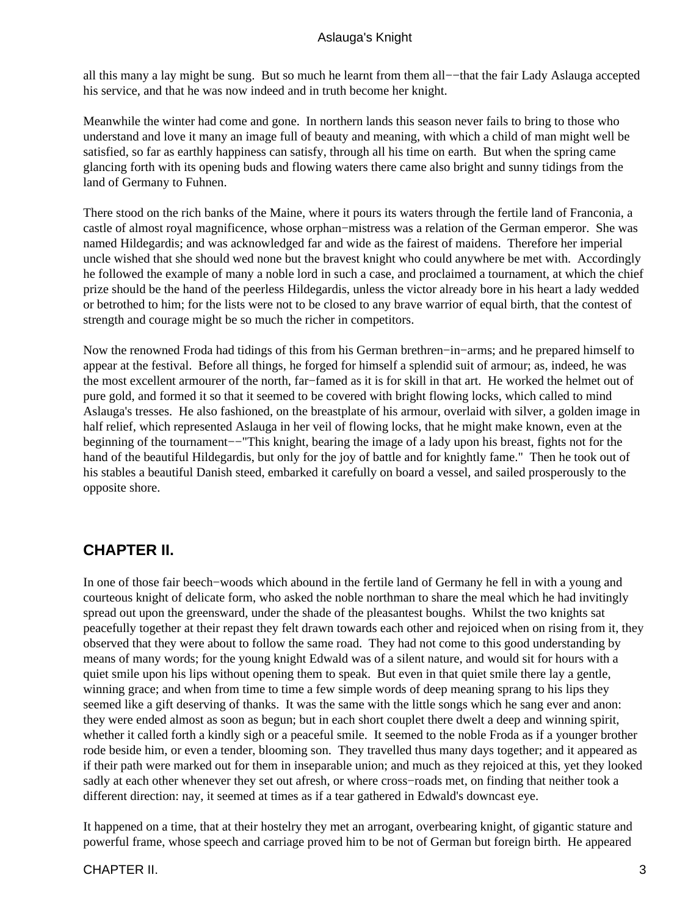all this many a lay might be sung. But so much he learnt from them all−−that the fair Lady Aslauga accepted his service, and that he was now indeed and in truth become her knight.

Meanwhile the winter had come and gone. In northern lands this season never fails to bring to those who understand and love it many an image full of beauty and meaning, with which a child of man might well be satisfied, so far as earthly happiness can satisfy, through all his time on earth. But when the spring came glancing forth with its opening buds and flowing waters there came also bright and sunny tidings from the land of Germany to Fuhnen.

There stood on the rich banks of the Maine, where it pours its waters through the fertile land of Franconia, a castle of almost royal magnificence, whose orphan−mistress was a relation of the German emperor. She was named Hildegardis; and was acknowledged far and wide as the fairest of maidens. Therefore her imperial uncle wished that she should wed none but the bravest knight who could anywhere be met with. Accordingly he followed the example of many a noble lord in such a case, and proclaimed a tournament, at which the chief prize should be the hand of the peerless Hildegardis, unless the victor already bore in his heart a lady wedded or betrothed to him; for the lists were not to be closed to any brave warrior of equal birth, that the contest of strength and courage might be so much the richer in competitors.

Now the renowned Froda had tidings of this from his German brethren−in−arms; and he prepared himself to appear at the festival. Before all things, he forged for himself a splendid suit of armour; as, indeed, he was the most excellent armourer of the north, far−famed as it is for skill in that art. He worked the helmet out of pure gold, and formed it so that it seemed to be covered with bright flowing locks, which called to mind Aslauga's tresses. He also fashioned, on the breastplate of his armour, overlaid with silver, a golden image in half relief, which represented Aslauga in her veil of flowing locks, that he might make known, even at the beginning of the tournament−−"This knight, bearing the image of a lady upon his breast, fights not for the hand of the beautiful Hildegardis, but only for the joy of battle and for knightly fame." Then he took out of his stables a beautiful Danish steed, embarked it carefully on board a vessel, and sailed prosperously to the opposite shore.

## CHAPTER II.

In one of those fair beech−woods which abound in the fertile land of Germany he fell in with a young and courteous knight of delicate form, who asked the noble northman to share the meal which he had invitingly spread out upon the greensward, under the shade of the pleasantest boughs. Whilst the two knights sat peacefully together at their repast they felt drawn towards each other and rejoiced when on rising from it, they observed that they were about to follow the same road. They had not come to this good understanding by means of many words; for the young knight Edwald was of a silent nature, and would sit for hours with a quiet smile upon his lips without opening them to speak. But even in that quiet smile there lay a gentle, winning grace; and when from time to time a few simple words of deep meaning sprang to his lips they seemed like a gift deserving of thanks. It was the same with the little songs which he sang ever and anon: they were ended almost as soon as begun; but in each short couplet there dwelt a deep and winning spirit, whether it called forth a kindly sigh or a peaceful smile. It seemed to the noble Froda as if a younger brother rode beside him, or even a tender, blooming son. They travelled thus many days together; and it appeared as if their path were marked out for them in inseparable union; and much as they rejoiced at this, yet they looked sadly at each other whenever they set out afresh, or where cross−roads met, on finding that neither took a different direction: nay, it seemed at times as if a tear gathered in Edwald's downcast eye.

It happened on a time, that at their hostelry they met an arrogant, overbearing knight, of gigantic stature and powerful frame, whose speech and carriage proved him to be not of German but foreign birth. He appeared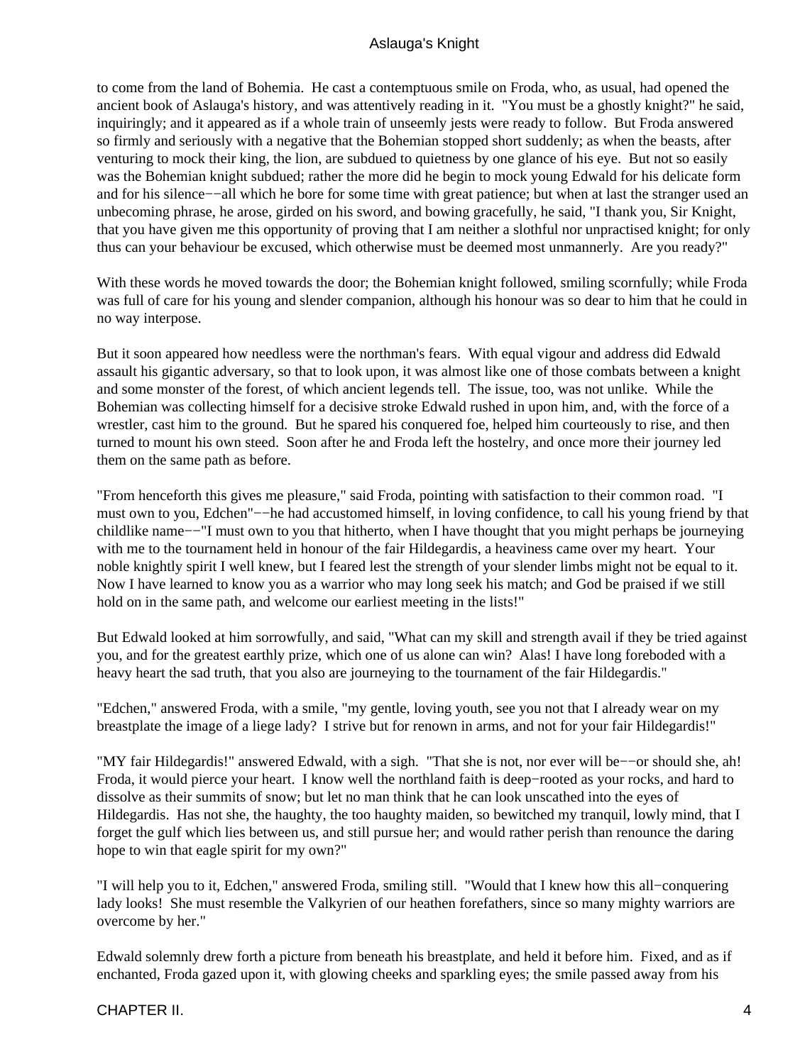to come from the land of Bohemia. He cast a contemptuous smile on Froda, who, as usual, had opened the ancient book of Aslauga's history, and was attentively reading in it. "You must be a ghostly knight?" he said, inquiringly; and it appeared as if a whole train of unseemly jests were ready to follow. But Froda answered so firmly and seriously with a negative that the Bohemian stopped short suddenly; as when the beasts, after venturing to mock their king, the lion, are subdued to quietness by one glance of his eye. But not so easily was the Bohemian knight subdued; rather the more did he begin to mock young Edwald for his delicate form and for his silence−−all which he bore for some time with great patience; but when at last the stranger used an unbecoming phrase, he arose, girded on his sword, and bowing gracefully, he said, "I thank you, Sir Knight, that you have given me this opportunity of proving that I am neither a slothful nor unpractised knight; for only thus can your behaviour be excused, which otherwise must be deemed most unmannerly. Are you ready?"

With these words he moved towards the door; the Bohemian knight followed, smiling scornfully; while Froda was full of care for his young and slender companion, although his honour was so dear to him that he could in no way interpose.

But it soon appeared how needless were the northman's fears. With equal vigour and address did Edwald assault his gigantic adversary, so that to look upon, it was almost like one of those combats between a knight and some monster of the forest, of which ancient legends tell. The issue, too, was not unlike. While the Bohemian was collecting himself for a decisive stroke Edwald rushed in upon him, and, with the force of a wrestler, cast him to the ground. But he spared his conquered foe, helped him courteously to rise, and then turned to mount his own steed. Soon after he and Froda left the hostelry, and once more their journey led them on the same path as before.

"From henceforth this gives me pleasure," said Froda, pointing with satisfaction to their common road. "I must own to you, Edchen"−−he had accustomed himself, in loving confidence, to call his young friend by that childlike name−−"I must own to you that hitherto, when I have thought that you might perhaps be journeying with me to the tournament held in honour of the fair Hildegardis, a heaviness came over my heart. Your noble knightly spirit I well knew, but I feared lest the strength of your slender limbs might not be equal to it. Now I have learned to know you as a warrior who may long seek his match; and God be praised if we still hold on in the same path, and welcome our earliest meeting in the lists!"

But Edwald looked at him sorrowfully, and said, "What can my skill and strength avail if they be tried against you, and for the greatest earthly prize, which one of us alone can win? Alas! I have long foreboded with a heavy heart the sad truth, that you also are journeying to the tournament of the fair Hildegardis."

"Edchen," answered Froda, with a smile, "my gentle, loving youth, see you not that I already wear on my breastplate the image of a liege lady? I strive but for renown in arms, and not for your fair Hildegardis!"

"MY fair Hildegardis!" answered Edwald, with a sigh. "That she is not, nor ever will be−−or should she, ah! Froda, it would pierce your heart. I know well the northland faith is deep−rooted as your rocks, and hard to dissolve as their summits of snow; but let no man think that he can look unscathed into the eyes of Hildegardis. Has not she, the haughty, the too haughty maiden, so bewitched my tranquil, lowly mind, that I forget the gulf which lies between us, and still pursue her; and would rather perish than renounce the daring hope to win that eagle spirit for my own?"

"I will help you to it, Edchen," answered Froda, smiling still. "Would that I knew how this all−conquering lady looks! She must resemble the Valkyrien of our heathen forefathers, since so many mighty warriors are overcome by her."

Edwald solemnly drew forth a picture from beneath his breastplate, and held it before him. Fixed, and as if enchanted, Froda gazed upon it, with glowing cheeks and sparkling eyes; the smile passed away from his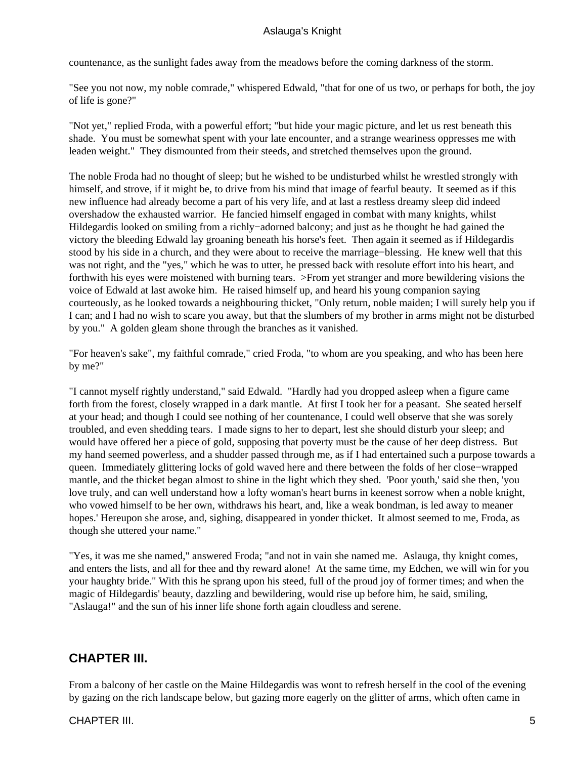countenance, as the sunlight fades away from the meadows before the coming darkness of the storm.

"See you not now, my noble comrade," whispered Edwald, "that for one of us two, or perhaps for both, the joy of life is gone?"

"Not yet," replied Froda, with a powerful effort; "but hide your magic picture, and let us rest beneath this shade. You must be somewhat spent with your late encounter, and a strange weariness oppresses me with leaden weight." They dismounted from their steeds, and stretched themselves upon the ground.

The noble Froda had no thought of sleep; but he wished to be undisturbed whilst he wrestled strongly with himself, and strove, if it might be, to drive from his mind that image of fearful beauty. It seemed as if this new influence had already become a part of his very life, and at last a restless dreamy sleep did indeed overshadow the exhausted warrior. He fancied himself engaged in combat with many knights, whilst Hildegardis looked on smiling from a richly−adorned balcony; and just as he thought he had gained the victory the bleeding Edwald lay groaning beneath his horse's feet. Then again it seemed as if Hildegardis stood by his side in a church, and they were about to receive the marriage−blessing. He knew well that this was not right, and the "yes," which he was to utter, he pressed back with resolute effort into his heart, and forthwith his eyes were moistened with burning tears. >From yet stranger and more bewildering visions the voice of Edwald at last awoke him. He raised himself up, and heard his young companion saying courteously, as he looked towards a neighbouring thicket, "Only return, noble maiden; I will surely help you if I can; and I had no wish to scare you away, but that the slumbers of my brother in arms might not be disturbed by you." A golden gleam shone through the branches as it vanished.

"For heaven's sake", my faithful comrade," cried Froda, "to whom are you speaking, and who has been here by me?"

"I cannot myself rightly understand," said Edwald. "Hardly had you dropped asleep when a figure came forth from the forest, closely wrapped in a dark mantle. At first I took her for a peasant. She seated herself at your head; and though I could see nothing of her countenance, I could well observe that she was sorely troubled, and even shedding tears. I made signs to her to depart, lest she should disturb your sleep; and would have offered her a piece of gold, supposing that poverty must be the cause of her deep distress. But my hand seemed powerless, and a shudder passed through me, as if I had entertained such a purpose towards a queen. Immediately glittering locks of gold waved here and there between the folds of her close−wrapped mantle, and the thicket began almost to shine in the light which they shed. 'Poor youth,' said she then, 'you love truly, and can well understand how a lofty woman's heart burns in keenest sorrow when a noble knight, who vowed himself to be her own, withdraws his heart, and, like a weak bondman, is led away to meaner hopes.' Hereupon she arose, and, sighing, disappeared in yonder thicket. It almost seemed to me, Froda, as though she uttered your name."

"Yes, it was me she named," answered Froda; "and not in vain she named me. Aslauga, thy knight comes, and enters the lists, and all for thee and thy reward alone! At the same time, my Edchen, we will win for you your haughty bride." With this he sprang upon his steed, full of the proud joy of former times; and when the magic of Hildegardis' beauty, dazzling and bewildering, would rise up before him, he said, smiling, "Aslauga!" and the sun of his inner life shone forth again cloudless and serene.

## CHAPTER III.

From a balcony of her castle on the Maine Hildegardis was wont to refresh herself in the cool of the evening by gazing on the rich landscape below, but gazing more eagerly on the glitter of arms, which often came in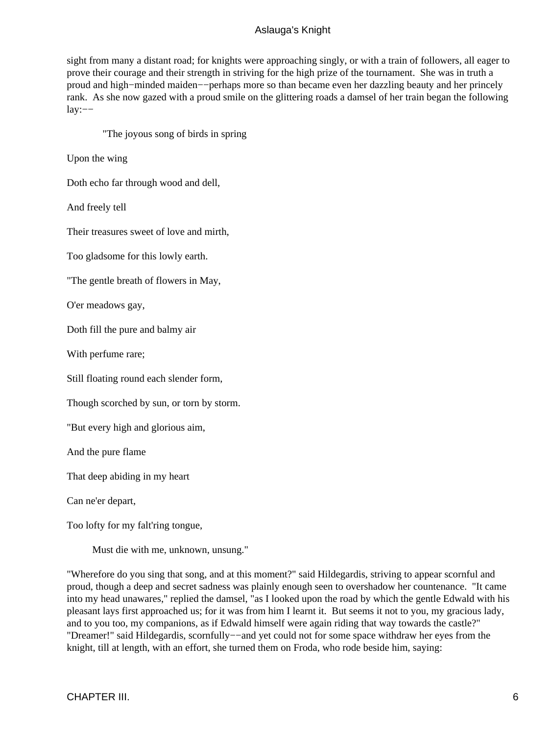sight from many a distant road; for knights were approaching singly, or with a train of followers, all eager to prove their courage and their strength in striving for the high prize of the tournament. She was in truth a proud and high−minded maiden−−perhaps more so than became even her dazzling beauty and her princely rank. As she now gazed with a proud smile on the glittering roads a damsel of her train began the following lay:−−

"The joyous song of birds in spring

Upon the wing

Doth echo far through wood and dell,

And freely tell

Their treasures sweet of love and mirth,

Too gladsome for this lowly earth.

"The gentle breath of flowers in May,

O'er meadows gay,

Doth fill the pure and balmy air

With perfume rare;

Still floating round each slender form,

Though scorched by sun, or torn by storm.

"But every high and glorious aim,

And the pure flame

That deep abiding in my heart

Can ne'er depart,

Too lofty for my falt'ring tongue,

Must die with me, unknown, unsung."

"Wherefore do you sing that song, and at this moment?" said Hildegardis, striving to appear scornful and proud, though a deep and secret sadness was plainly enough seen to overshadow her countenance. "It came into my head unawares," replied the damsel, "as I looked upon the road by which the gentle Edwald with his pleasant lays first approached us; for it was from him I learnt it. But seems it not to you, my gracious lady, and to you too, my companions, as if Edwald himself were again riding that way towards the castle?" "Dreamer!" said Hildegardis, scornfully−−and yet could not for some space withdraw her eyes from the knight, till at length, with an effort, she turned them on Froda, who rode beside him, saying: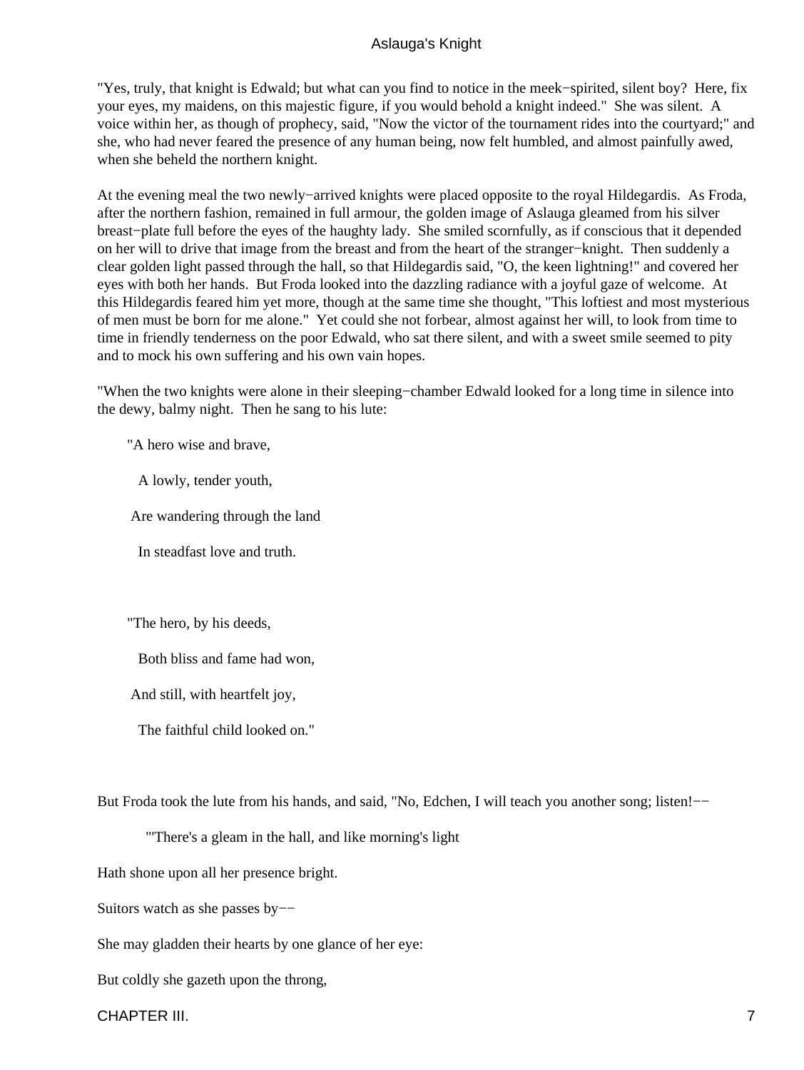"Yes, truly, that knight is Edwald; but what can you find to notice in the meek−spirited, silent boy? Here, fix your eyes, my maidens, on this majestic figure, if you would behold a knight indeed." She was silent. A voice within her, as though of prophecy, said, "Now the victor of the tournament rides into the courtyard;" and she, who had never feared the presence of any human being, now felt humbled, and almost painfully awed, when she beheld the northern knight.

At the evening meal the two newly−arrived knights were placed opposite to the royal Hildegardis. As Froda, after the northern fashion, remained in full armour, the golden image of Aslauga gleamed from his silver breast−plate full before the eyes of the haughty lady. She smiled scornfully, as if conscious that it depended on her will to drive that image from the breast and from the heart of the stranger−knight. Then suddenly a clear golden light passed through the hall, so that Hildegardis said, "O, the keen lightning!" and covered her eyes with both her hands. But Froda looked into the dazzling radiance with a joyful gaze of welcome. At this Hildegardis feared him yet more, though at the same time she thought, "This loftiest and most mysterious of men must be born for me alone." Yet could she not forbear, almost against her will, to look from time to time in friendly tenderness on the poor Edwald, who sat there silent, and with a sweet smile seemed to pity and to mock his own suffering and his own vain hopes.

"When the two knights were alone in their sleeping−chamber Edwald looked for a long time in silence into the dewy, balmy night. Then he sang to his lute:

"A hero wise and brave,  
A lowly, tender youth,  
Are wandering through the land  
In steadfast love and truth.

"The hero, by his deeds,  
Both bliss and fame had won,  
And still, with heartfelt joy,  
The faithful child looked on."

But Froda took the lute from his hands, and said, "No, Edchen, I will teach you another song; listen!−−

"'There's a gleam in the hall, and like morning's light  
Hath shone upon all her presence bright.  
Suitors watch as she passes by−−  
She may gladden their hearts by one glance of her eye:  
But coldly she gazeth upon the throng,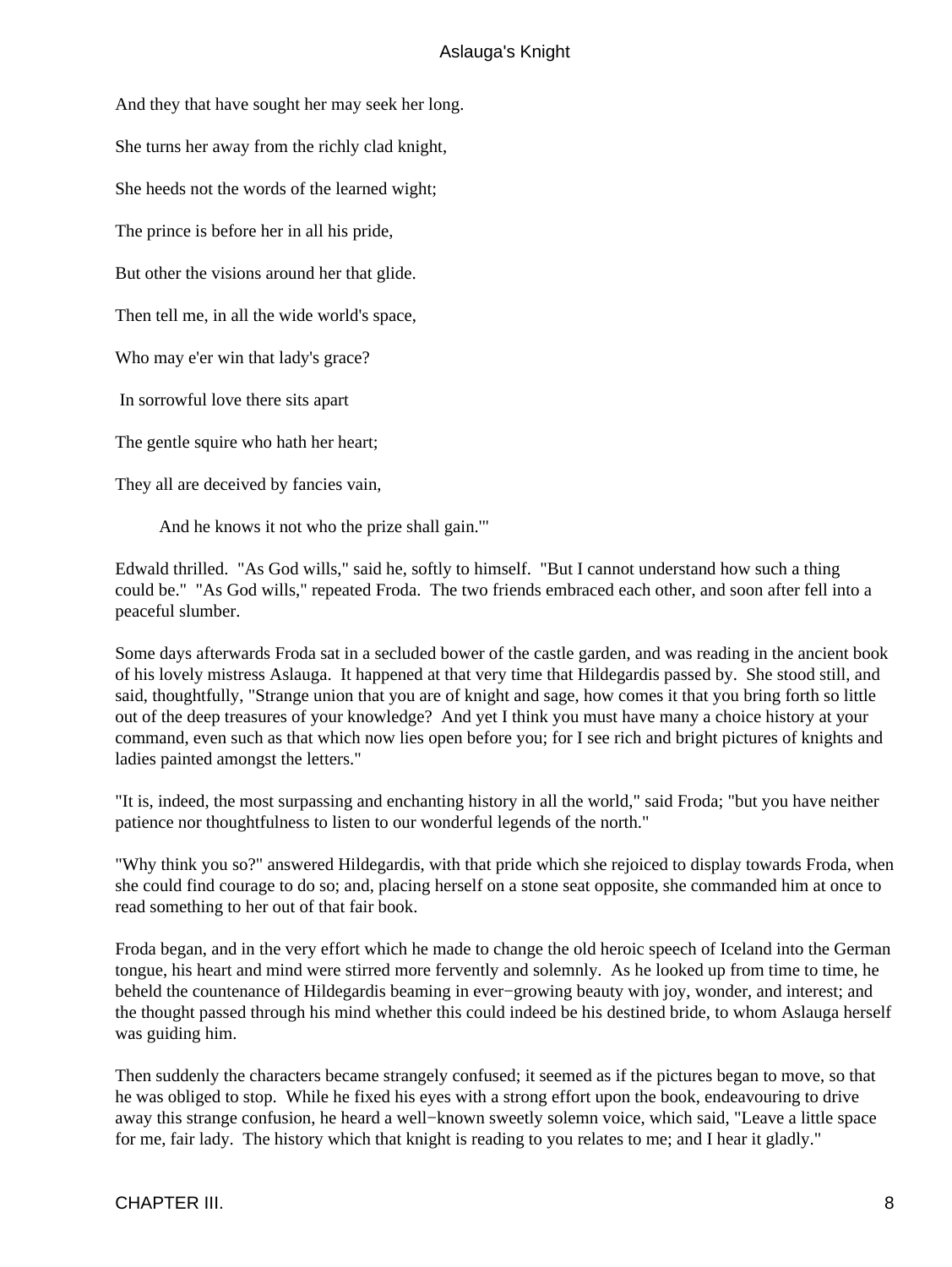And they that have sought her may seek her long.

She turns her away from the richly clad knight,

She heeds not the words of the learned wight;

The prince is before her in all his pride,

But other the visions around her that glide.

Then tell me, in all the wide world's space,

Who may e'er win that lady's grace?

In sorrowful love there sits apart

The gentle squire who hath her heart;

They all are deceived by fancies vain,

And he knows it not who the prize shall gain.'"

Edwald thrilled. "As God wills," said he, softly to himself. "But I cannot understand how such a thing could be." "As God wills," repeated Froda. The two friends embraced each other, and soon after fell into a peaceful slumber.

Some days afterwards Froda sat in a secluded bower of the castle garden, and was reading in the ancient book of his lovely mistress Aslauga. It happened at that very time that Hildegardis passed by. She stood still, and said, thoughtfully, "Strange union that you are of knight and sage, how comes it that you bring forth so little out of the deep treasures of your knowledge? And yet I think you must have many a choice history at your command, even such as that which now lies open before you; for I see rich and bright pictures of knights and ladies painted amongst the letters."

"It is, indeed, the most surpassing and enchanting history in all the world," said Froda; "but you have neither patience nor thoughtfulness to listen to our wonderful legends of the north."

"Why think you so?" answered Hildegardis, with that pride which she rejoiced to display towards Froda, when she could find courage to do so; and, placing herself on a stone seat opposite, she commanded him at once to read something to her out of that fair book.

Froda began, and in the very effort which he made to change the old heroic speech of Iceland into the German tongue, his heart and mind were stirred more fervently and solemnly. As he looked up from time to time, he beheld the countenance of Hildegardis beaming in ever-growing beauty with joy, wonder, and interest; and the thought passed through his mind whether this could indeed be his destined bride, to whom Aslauga herself was guiding him.

Then suddenly the characters became strangely confused; it seemed as if the pictures began to move, so that he was obliged to stop. While he fixed his eyes with a strong effort upon the book, endeavouring to drive away this strange confusion, he heard a well-known sweetly solemn voice, which said, "Leave a little space for me, fair lady. The history which that knight is reading to you relates to me; and I hear it gladly."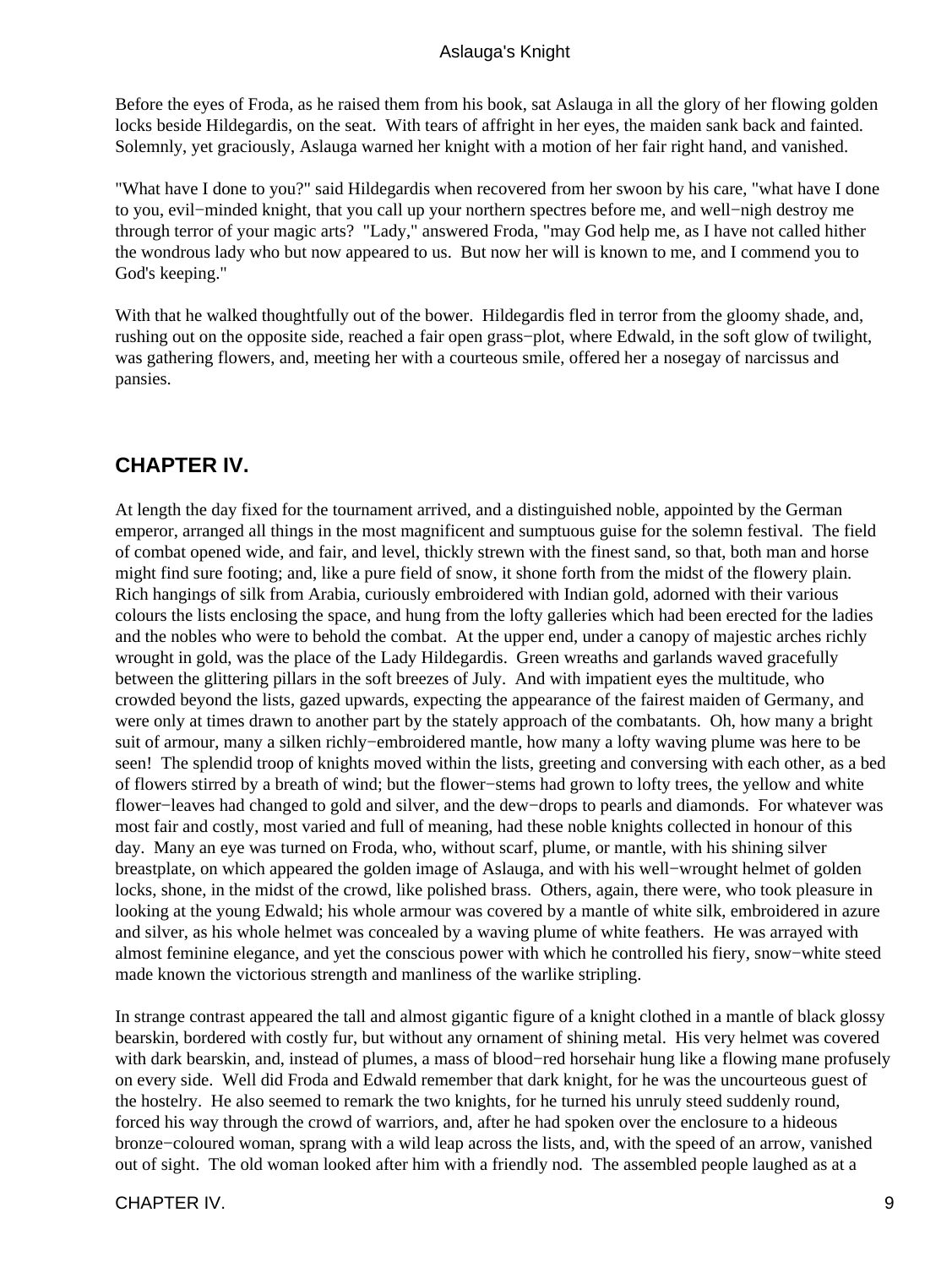Before the eyes of Froda, as he raised them from his book, sat Aslauga in all the glory of her flowing golden locks beside Hildegardis, on the seat. With tears of affright in her eyes, the maiden sank back and fainted. Solemnly, yet graciously, Aslauga warned her knight with a motion of her fair right hand, and vanished.

"What have I done to you?" said Hildegardis when recovered from her swoon by his care, "what have I done to you, evil−minded knight, that you call up your northern spectres before me, and well−nigh destroy me through terror of your magic arts? "Lady," answered Froda, "may God help me, as I have not called hither the wondrous lady who but now appeared to us. But now her will is known to me, and I commend you to God's keeping."

With that he walked thoughtfully out of the bower. Hildegardis fled in terror from the gloomy shade, and, rushing out on the opposite side, reached a fair open grass−plot, where Edwald, in the soft glow of twilight, was gathering flowers, and, meeting her with a courteous smile, offered her a nosegay of narcissus and pansies.

## CHAPTER IV.

At length the day fixed for the tournament arrived, and a distinguished noble, appointed by the German emperor, arranged all things in the most magnificent and sumptuous guise for the solemn festival. The field of combat opened wide, and fair, and level, thickly strewn with the finest sand, so that, both man and horse might find sure footing; and, like a pure field of snow, it shone forth from the midst of the flowery plain. Rich hangings of silk from Arabia, curiously embroidered with Indian gold, adorned with their various colours the lists enclosing the space, and hung from the lofty galleries which had been erected for the ladies and the nobles who were to behold the combat. At the upper end, under a canopy of majestic arches richly wrought in gold, was the place of the Lady Hildegardis. Green wreaths and garlands waved gracefully between the glittering pillars in the soft breezes of July. And with impatient eyes the multitude, who crowded beyond the lists, gazed upwards, expecting the appearance of the fairest maiden of Germany, and were only at times drawn to another part by the stately approach of the combatants. Oh, how many a bright suit of armour, many a silken richly−embroidered mantle, how many a lofty waving plume was here to be seen! The splendid troop of knights moved within the lists, greeting and conversing with each other, as a bed of flowers stirred by a breath of wind; but the flower−stems had grown to lofty trees, the yellow and white flower−leaves had changed to gold and silver, and the dew−drops to pearls and diamonds. For whatever was most fair and costly, most varied and full of meaning, had these noble knights collected in honour of this day. Many an eye was turned on Froda, who, without scarf, plume, or mantle, with his shining silver breastplate, on which appeared the golden image of Aslauga, and with his well−wrought helmet of golden locks, shone, in the midst of the crowd, like polished brass. Others, again, there were, who took pleasure in looking at the young Edwald; his whole armour was covered by a mantle of white silk, embroidered in azure and silver, as his whole helmet was concealed by a waving plume of white feathers. He was arrayed with almost feminine elegance, and yet the conscious power with which he controlled his fiery, snow−white steed made known the victorious strength and manliness of the warlike stripling.

In strange contrast appeared the tall and almost gigantic figure of a knight clothed in a mantle of black glossy bearskin, bordered with costly fur, but without any ornament of shining metal. His very helmet was covered with dark bearskin, and, instead of plumes, a mass of blood−red horsehair hung like a flowing mane profusely on every side. Well did Froda and Edwald remember that dark knight, for he was the uncourteous guest of the hostelry. He also seemed to remark the two knights, for he turned his unruly steed suddenly round, forced his way through the crowd of warriors, and, after he had spoken over the enclosure to a hideous bronze−coloured woman, sprang with a wild leap across the lists, and, with the speed of an arrow, vanished out of sight. The old woman looked after him with a friendly nod. The assembled people laughed as at a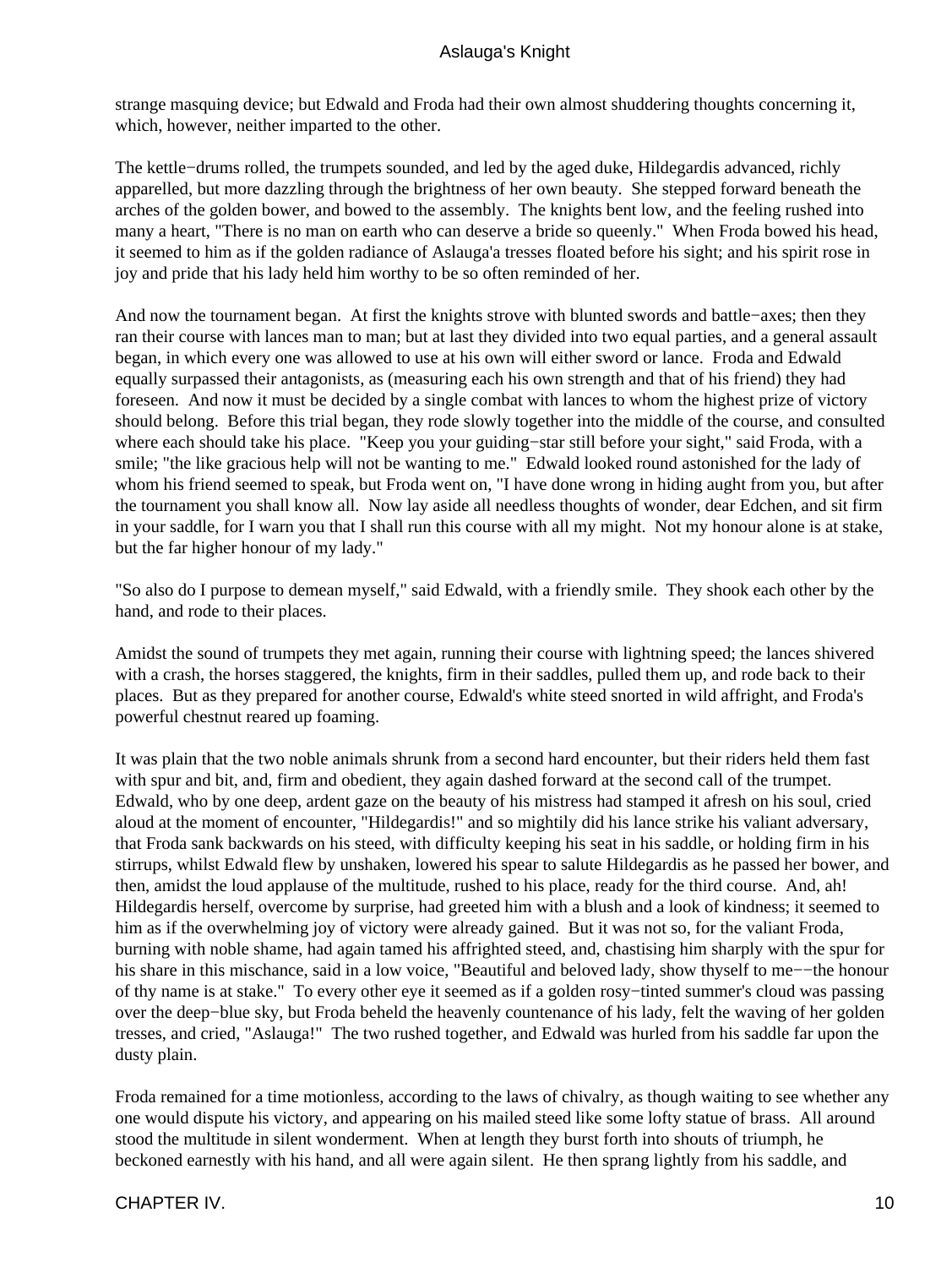strange masquing device; but Edwald and Froda had their own almost shuddering thoughts concerning it, which, however, neither imparted to the other.

The kettle−drums rolled, the trumpets sounded, and led by the aged duke, Hildegardis advanced, richly apparelled, but more dazzling through the brightness of her own beauty. She stepped forward beneath the arches of the golden bower, and bowed to the assembly. The knights bent low, and the feeling rushed into many a heart, "There is no man on earth who can deserve a bride so queenly." When Froda bowed his head, it seemed to him as if the golden radiance of Aslauga'a tresses floated before his sight; and his spirit rose in joy and pride that his lady held him worthy to be so often reminded of her.

And now the tournament began. At first the knights strove with blunted swords and battle−axes; then they ran their course with lances man to man; but at last they divided into two equal parties, and a general assault began, in which every one was allowed to use at his own will either sword or lance. Froda and Edwald equally surpassed their antagonists, as (measuring each his own strength and that of his friend) they had foreseen. And now it must be decided by a single combat with lances to whom the highest prize of victory should belong. Before this trial began, they rode slowly together into the middle of the course, and consulted where each should take his place. "Keep you your guiding−star still before your sight," said Froda, with a smile; "the like gracious help will not be wanting to me." Edwald looked round astonished for the lady of whom his friend seemed to speak, but Froda went on, "I have done wrong in hiding aught from you, but after the tournament you shall know all. Now lay aside all needless thoughts of wonder, dear Edchen, and sit firm in your saddle, for I warn you that I shall run this course with all my might. Not my honour alone is at stake, but the far higher honour of my lady."

"So also do I purpose to demean myself," said Edwald, with a friendly smile. They shook each other by the hand, and rode to their places.

Amidst the sound of trumpets they met again, running their course with lightning speed; the lances shivered with a crash, the horses staggered, the knights, firm in their saddles, pulled them up, and rode back to their places. But as they prepared for another course, Edwald's white steed snorted in wild affright, and Froda's powerful chestnut reared up foaming.

It was plain that the two noble animals shrunk from a second hard encounter, but their riders held them fast with spur and bit, and, firm and obedient, they again dashed forward at the second call of the trumpet. Edwald, who by one deep, ardent gaze on the beauty of his mistress had stamped it afresh on his soul, cried aloud at the moment of encounter, "Hildegardis!" and so mightily did his lance strike his valiant adversary, that Froda sank backwards on his steed, with difficulty keeping his seat in his saddle, or holding firm in his stirrups, whilst Edwald flew by unshaken, lowered his spear to salute Hildegardis as he passed her bower, and then, amidst the loud applause of the multitude, rushed to his place, ready for the third course. And, ah! Hildegardis herself, overcome by surprise, had greeted him with a blush and a look of kindness; it seemed to him as if the overwhelming joy of victory were already gained. But it was not so, for the valiant Froda, burning with noble shame, had again tamed his affrighted steed, and, chastising him sharply with the spur for his share in this mischance, said in a low voice, "Beautiful and beloved lady, show thyself to me−−the honour of thy name is at stake." To every other eye it seemed as if a golden rosy−tinted summer's cloud was passing over the deep−blue sky, but Froda beheld the heavenly countenance of his lady, felt the waving of her golden tresses, and cried, "Aslauga!" The two rushed together, and Edwald was hurled from his saddle far upon the dusty plain.

Froda remained for a time motionless, according to the laws of chivalry, as though waiting to see whether any one would dispute his victory, and appearing on his mailed steed like some lofty statue of brass. All around stood the multitude in silent wonderment. When at length they burst forth into shouts of triumph, he beckoned earnestly with his hand, and all were again silent. He then sprang lightly from his saddle, and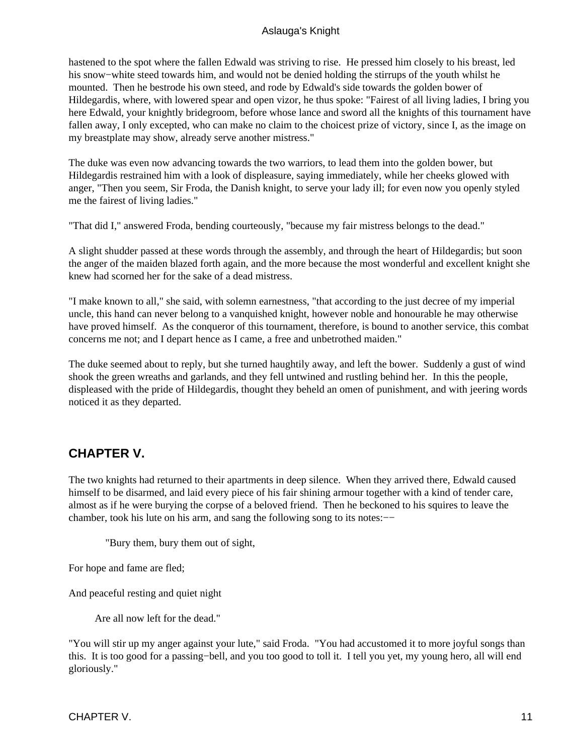hastened to the spot where the fallen Edwald was striving to rise. He pressed him closely to his breast, led his snow−white steed towards him, and would not be denied holding the stirrups of the youth whilst he mounted. Then he bestrode his own steed, and rode by Edwald's side towards the golden bower of Hildegardis, where, with lowered spear and open vizor, he thus spoke: "Fairest of all living ladies, I bring you here Edwald, your knightly bridegroom, before whose lance and sword all the knights of this tournament have fallen away, I only excepted, who can make no claim to the choicest prize of victory, since I, as the image on my breastplate may show, already serve another mistress."

The duke was even now advancing towards the two warriors, to lead them into the golden bower, but Hildegardis restrained him with a look of displeasure, saying immediately, while her cheeks glowed with anger, "Then you seem, Sir Froda, the Danish knight, to serve your lady ill; for even now you openly styled me the fairest of living ladies."

"That did I," answered Froda, bending courteously, "because my fair mistress belongs to the dead."

A slight shudder passed at these words through the assembly, and through the heart of Hildegardis; but soon the anger of the maiden blazed forth again, and the more because the most wonderful and excellent knight she knew had scorned her for the sake of a dead mistress.

"I make known to all," she said, with solemn earnestness, "that according to the just decree of my imperial uncle, this hand can never belong to a vanquished knight, however noble and honourable he may otherwise have proved himself. As the conqueror of this tournament, therefore, is bound to another service, this combat concerns me not; and I depart hence as I came, a free and unbetrothed maiden."

The duke seemed about to reply, but she turned haughtily away, and left the bower. Suddenly a gust of wind shook the green wreaths and garlands, and they fell untwined and rustling behind her. In this the people, displeased with the pride of Hildegardis, thought they beheld an omen of punishment, and with jeering words noticed it as they departed.

## CHAPTER V.

The two knights had returned to their apartments in deep silence. When they arrived there, Edwald caused himself to be disarmed, and laid every piece of his fair shining armour together with a kind of tender care, almost as if he were burying the corpse of a beloved friend. Then he beckoned to his squires to leave the chamber, took his lute on his arm, and sang the following song to its notes:−−

"Bury them, bury them out of sight,

For hope and fame are fled;

And peaceful resting and quiet night

Are all now left for the dead."

"You will stir up my anger against your lute," said Froda. "You had accustomed it to more joyful songs than this. It is too good for a passing−bell, and you too good to toll it. I tell you yet, my young hero, all will end gloriously."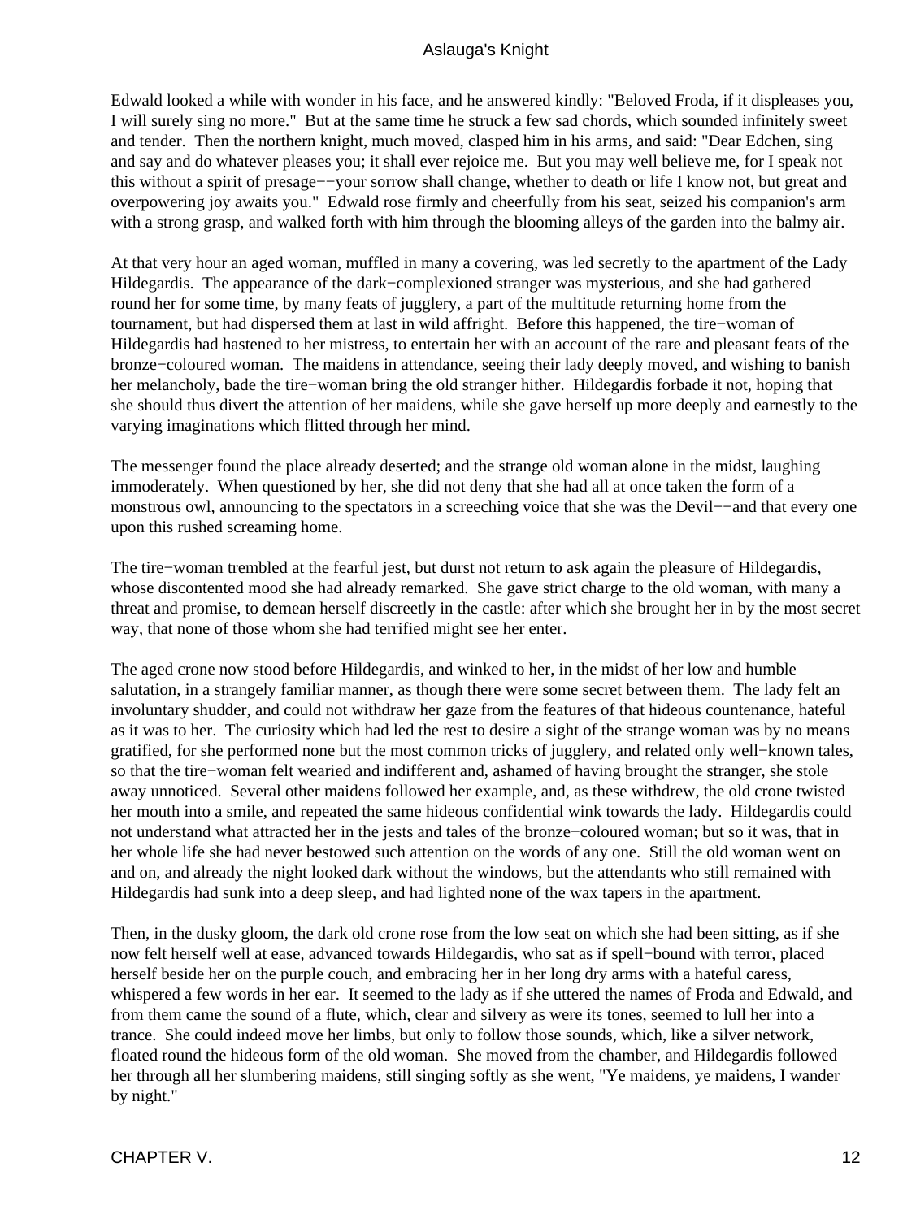Edwald looked a while with wonder in his face, and he answered kindly: "Beloved Froda, if it displeases you, I will surely sing no more." But at the same time he struck a few sad chords, which sounded infinitely sweet and tender. Then the northern knight, much moved, clasped him in his arms, and said: "Dear Edchen, sing and say and do whatever pleases you; it shall ever rejoice me. But you may well believe me, for I speak not this without a spirit of presage−−your sorrow shall change, whether to death or life I know not, but great and overpowering joy awaits you." Edwald rose firmly and cheerfully from his seat, seized his companion's arm with a strong grasp, and walked forth with him through the blooming alleys of the garden into the balmy air.

At that very hour an aged woman, muffled in many a covering, was led secretly to the apartment of the Lady Hildegardis. The appearance of the dark−complexioned stranger was mysterious, and she had gathered round her for some time, by many feats of jugglery, a part of the multitude returning home from the tournament, but had dispersed them at last in wild affright. Before this happened, the tire−woman of Hildegardis had hastened to her mistress, to entertain her with an account of the rare and pleasant feats of the bronze−coloured woman. The maidens in attendance, seeing their lady deeply moved, and wishing to banish her melancholy, bade the tire−woman bring the old stranger hither. Hildegardis forbade it not, hoping that she should thus divert the attention of her maidens, while she gave herself up more deeply and earnestly to the varying imaginations which flitted through her mind.

The messenger found the place already deserted; and the strange old woman alone in the midst, laughing immoderately. When questioned by her, she did not deny that she had all at once taken the form of a monstrous owl, announcing to the spectators in a screeching voice that she was the Devil−−and that every one upon this rushed screaming home.

The tire−woman trembled at the fearful jest, but durst not return to ask again the pleasure of Hildegardis, whose discontented mood she had already remarked. She gave strict charge to the old woman, with many a threat and promise, to demean herself discreetly in the castle: after which she brought her in by the most secret way, that none of those whom she had terrified might see her enter.

The aged crone now stood before Hildegardis, and winked to her, in the midst of her low and humble salutation, in a strangely familiar manner, as though there were some secret between them. The lady felt an involuntary shudder, and could not withdraw her gaze from the features of that hideous countenance, hateful as it was to her. The curiosity which had led the rest to desire a sight of the strange woman was by no means gratified, for she performed none but the most common tricks of jugglery, and related only well−known tales, so that the tire−woman felt wearied and indifferent and, ashamed of having brought the stranger, she stole away unnoticed. Several other maidens followed her example, and, as these withdrew, the old crone twisted her mouth into a smile, and repeated the same hideous confidential wink towards the lady. Hildegardis could not understand what attracted her in the jests and tales of the bronze−coloured woman; but so it was, that in her whole life she had never bestowed such attention on the words of any one. Still the old woman went on and on, and already the night looked dark without the windows, but the attendants who still remained with Hildegardis had sunk into a deep sleep, and had lighted none of the wax tapers in the apartment.

Then, in the dusky gloom, the dark old crone rose from the low seat on which she had been sitting, as if she now felt herself well at ease, advanced towards Hildegardis, who sat as if spell−bound with terror, placed herself beside her on the purple couch, and embracing her in her long dry arms with a hateful caress, whispered a few words in her ear. It seemed to the lady as if she uttered the names of Froda and Edwald, and from them came the sound of a flute, which, clear and silvery as were its tones, seemed to lull her into a trance. She could indeed move her limbs, but only to follow those sounds, which, like a silver network, floated round the hideous form of the old woman. She moved from the chamber, and Hildegardis followed her through all her slumbering maidens, still singing softly as she went, "Ye maidens, ye maidens, I wander by night."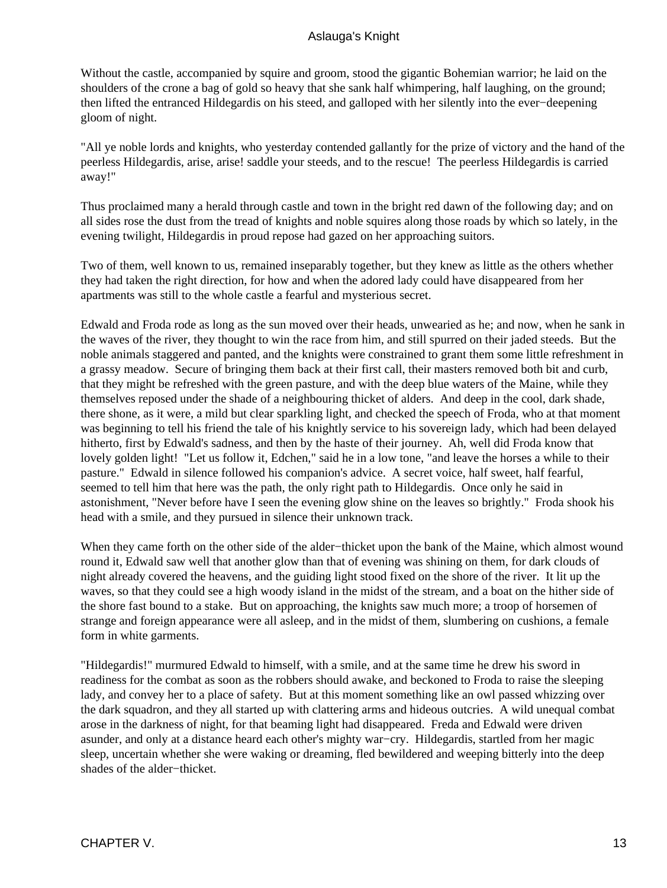Without the castle, accompanied by squire and groom, stood the gigantic Bohemian warrior; he laid on the shoulders of the crone a bag of gold so heavy that she sank half whimpering, half laughing, on the ground; then lifted the entranced Hildegardis on his steed, and galloped with her silently into the ever−deepening gloom of night.

"All ye noble lords and knights, who yesterday contended gallantly for the prize of victory and the hand of the peerless Hildegardis, arise, arise! saddle your steeds, and to the rescue! The peerless Hildegardis is carried away!"

Thus proclaimed many a herald through castle and town in the bright red dawn of the following day; and on all sides rose the dust from the tread of knights and noble squires along those roads by which so lately, in the evening twilight, Hildegardis in proud repose had gazed on her approaching suitors.

Two of them, well known to us, remained inseparably together, but they knew as little as the others whether they had taken the right direction, for how and when the adored lady could have disappeared from her apartments was still to the whole castle a fearful and mysterious secret.

Edwald and Froda rode as long as the sun moved over their heads, unwearied as he; and now, when he sank in the waves of the river, they thought to win the race from him, and still spurred on their jaded steeds. But the noble animals staggered and panted, and the knights were constrained to grant them some little refreshment in a grassy meadow. Secure of bringing them back at their first call, their masters removed both bit and curb, that they might be refreshed with the green pasture, and with the deep blue waters of the Maine, while they themselves reposed under the shade of a neighbouring thicket of alders. And deep in the cool, dark shade, there shone, as it were, a mild but clear sparkling light, and checked the speech of Froda, who at that moment was beginning to tell his friend the tale of his knightly service to his sovereign lady, which had been delayed hitherto, first by Edwald's sadness, and then by the haste of their journey. Ah, well did Froda know that lovely golden light! "Let us follow it, Edchen," said he in a low tone, "and leave the horses a while to their pasture." Edwald in silence followed his companion's advice. A secret voice, half sweet, half fearful, seemed to tell him that here was the path, the only right path to Hildegardis. Once only he said in astonishment, "Never before have I seen the evening glow shine on the leaves so brightly." Froda shook his head with a smile, and they pursued in silence their unknown track.

When they came forth on the other side of the alder−thicket upon the bank of the Maine, which almost wound round it, Edwald saw well that another glow than that of evening was shining on them, for dark clouds of night already covered the heavens, and the guiding light stood fixed on the shore of the river. It lit up the waves, so that they could see a high woody island in the midst of the stream, and a boat on the hither side of the shore fast bound to a stake. But on approaching, the knights saw much more; a troop of horsemen of strange and foreign appearance were all asleep, and in the midst of them, slumbering on cushions, a female form in white garments.

"Hildegardis!" murmured Edwald to himself, with a smile, and at the same time he drew his sword in readiness for the combat as soon as the robbers should awake, and beckoned to Froda to raise the sleeping lady, and convey her to a place of safety. But at this moment something like an owl passed whizzing over the dark squadron, and they all started up with clattering arms and hideous outcries. A wild unequal combat arose in the darkness of night, for that beaming light had disappeared. Freda and Edwald were driven asunder, and only at a distance heard each other's mighty war−cry. Hildegardis, startled from her magic sleep, uncertain whether she were waking or dreaming, fled bewildered and weeping bitterly into the deep shades of the alder−thicket.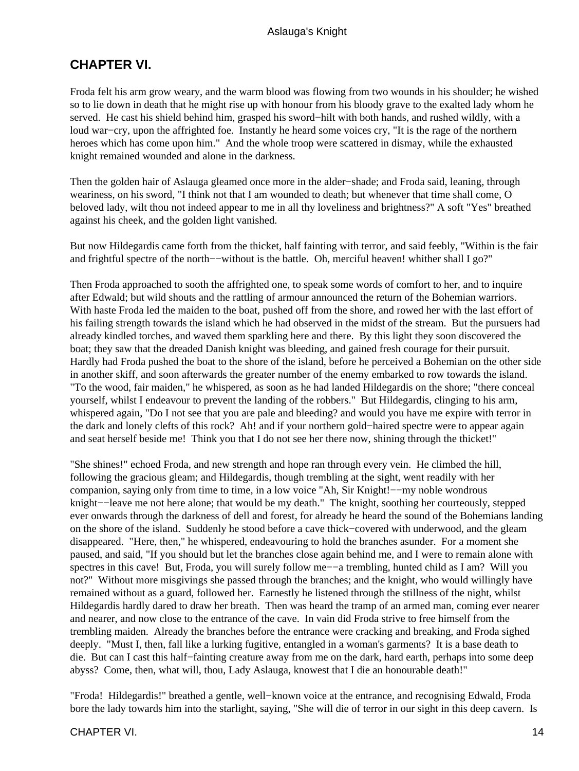## CHAPTER VI.

Froda felt his arm grow weary, and the warm blood was flowing from two wounds in his shoulder; he wished so to lie down in death that he might rise up with honour from his bloody grave to the exalted lady whom he served. He cast his shield behind him, grasped his sword−hilt with both hands, and rushed wildly, with a loud war−cry, upon the affrighted foe. Instantly he heard some voices cry, "It is the rage of the northern heroes which has come upon him." And the whole troop were scattered in dismay, while the exhausted knight remained wounded and alone in the darkness.

Then the golden hair of Aslauga gleamed once more in the alder−shade; and Froda said, leaning, through weariness, on his sword, "I think not that I am wounded to death; but whenever that time shall come, O beloved lady, wilt thou not indeed appear to me in all thy loveliness and brightness?" A soft "Yes" breathed against his cheek, and the golden light vanished.

But now Hildegardis came forth from the thicket, half fainting with terror, and said feebly, "Within is the fair and frightful spectre of the north−−without is the battle. Oh, merciful heaven! whither shall I go?"

Then Froda approached to sooth the affrighted one, to speak some words of comfort to her, and to inquire after Edwald; but wild shouts and the rattling of armour announced the return of the Bohemian warriors. With haste Froda led the maiden to the boat, pushed off from the shore, and rowed her with the last effort of his failing strength towards the island which he had observed in the midst of the stream. But the pursuers had already kindled torches, and waved them sparkling here and there. By this light they soon discovered the boat; they saw that the dreaded Danish knight was bleeding, and gained fresh courage for their pursuit. Hardly had Froda pushed the boat to the shore of the island, before he perceived a Bohemian on the other side in another skiff, and soon afterwards the greater number of the enemy embarked to row towards the island. "To the wood, fair maiden," he whispered, as soon as he had landed Hildegardis on the shore; "there conceal yourself, whilst I endeavour to prevent the landing of the robbers." But Hildegardis, clinging to his arm, whispered again, "Do I not see that you are pale and bleeding? and would you have me expire with terror in the dark and lonely clefts of this rock? Ah! and if your northern gold−haired spectre were to appear again and seat herself beside me! Think you that I do not see her there now, shining through the thicket!"

"She shines!" echoed Froda, and new strength and hope ran through every vein. He climbed the hill, following the gracious gleam; and Hildegardis, though trembling at the sight, went readily with her companion, saying only from time to time, in a low voice "Ah, Sir Knight!−−my noble wondrous knight−−leave me not here alone; that would be my death." The knight, soothing her courteously, stepped ever onwards through the darkness of dell and forest, for already he heard the sound of the Bohemians landing on the shore of the island. Suddenly he stood before a cave thick−covered with underwood, and the gleam disappeared. "Here, then," he whispered, endeavouring to hold the branches asunder. For a moment she paused, and said, "If you should but let the branches close again behind me, and I were to remain alone with spectres in this cave! But, Froda, you will surely follow me−−a trembling, hunted child as I am? Will you not?" Without more misgivings she passed through the branches; and the knight, who would willingly have remained without as a guard, followed her. Earnestly he listened through the stillness of the night, whilst Hildegardis hardly dared to draw her breath. Then was heard the tramp of an armed man, coming ever nearer and nearer, and now close to the entrance of the cave. In vain did Froda strive to free himself from the trembling maiden. Already the branches before the entrance were cracking and breaking, and Froda sighed deeply. "Must I, then, fall like a lurking fugitive, entangled in a woman's garments? It is a base death to die. But can I cast this half−fainting creature away from me on the dark, hard earth, perhaps into some deep abyss? Come, then, what will, thou, Lady Aslauga, knowest that I die an honourable death!"

"Froda! Hildegardis!" breathed a gentle, well−known voice at the entrance, and recognising Edwald, Froda bore the lady towards him into the starlight, saying, "She will die of terror in our sight in this deep cavern. Is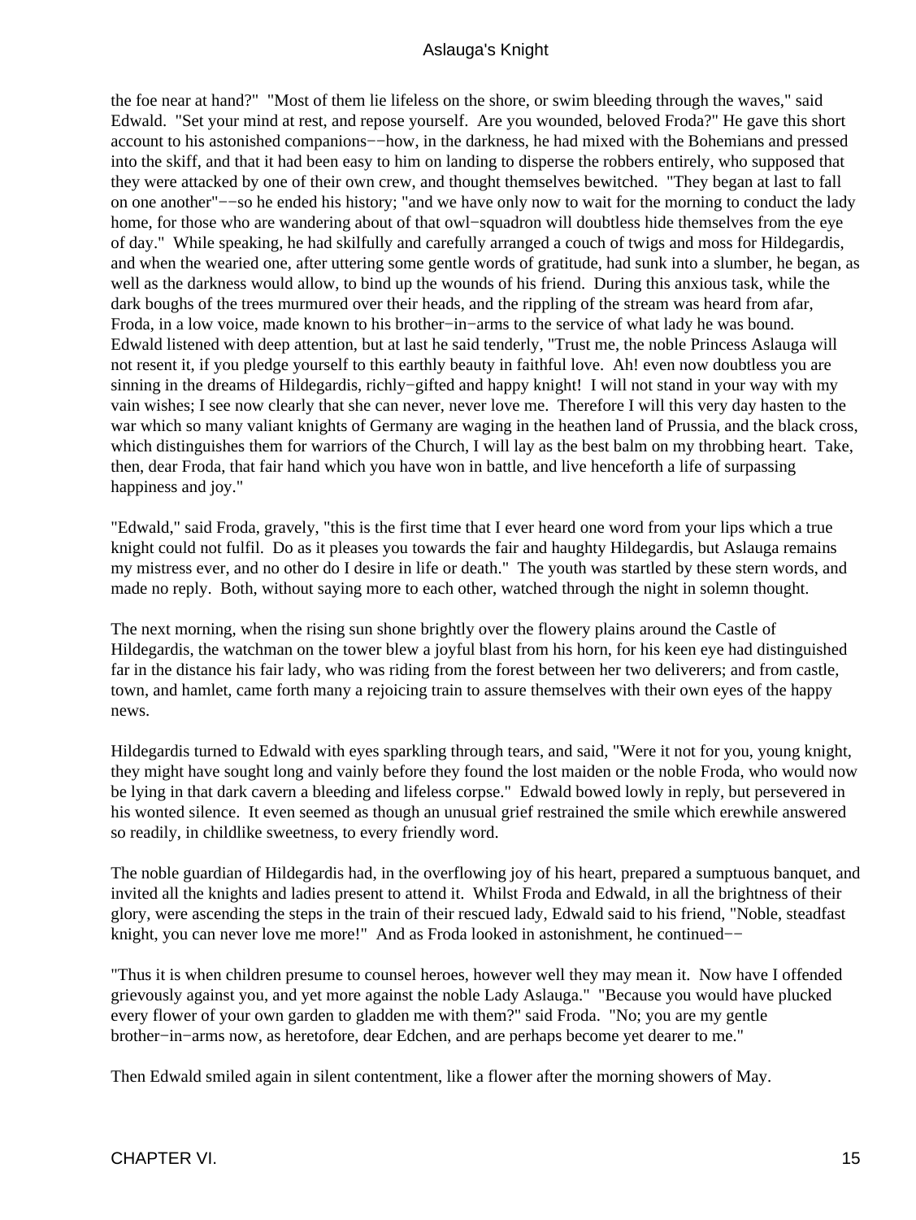the foe near at hand?" "Most of them lie lifeless on the shore, or swim bleeding through the waves," said Edwald. "Set your mind at rest, and repose yourself. Are you wounded, beloved Froda?" He gave this short account to his astonished companions−−how, in the darkness, he had mixed with the Bohemians and pressed into the skiff, and that it had been easy to him on landing to disperse the robbers entirely, who supposed that they were attacked by one of their own crew, and thought themselves bewitched. "They began at last to fall on one another"−−so he ended his history; "and we have only now to wait for the morning to conduct the lady home, for those who are wandering about of that owl−squadron will doubtless hide themselves from the eye of day." While speaking, he had skilfully and carefully arranged a couch of twigs and moss for Hildegardis, and when the wearied one, after uttering some gentle words of gratitude, had sunk into a slumber, he began, as well as the darkness would allow, to bind up the wounds of his friend. During this anxious task, while the dark boughs of the trees murmured over their heads, and the rippling of the stream was heard from afar, Froda, in a low voice, made known to his brother−in−arms to the service of what lady he was bound. Edwald listened with deep attention, but at last he said tenderly, "Trust me, the noble Princess Aslauga will not resent it, if you pledge yourself to this earthly beauty in faithful love. Ah! even now doubtless you are sinning in the dreams of Hildegardis, richly−gifted and happy knight! I will not stand in your way with my vain wishes; I see now clearly that she can never, never love me. Therefore I will this very day hasten to the war which so many valiant knights of Germany are waging in the heathen land of Prussia, and the black cross, which distinguishes them for warriors of the Church, I will lay as the best balm on my throbbing heart. Take, then, dear Froda, that fair hand which you have won in battle, and live henceforth a life of surpassing happiness and joy."

"Edwald," said Froda, gravely, "this is the first time that I ever heard one word from your lips which a true knight could not fulfil. Do as it pleases you towards the fair and haughty Hildegardis, but Aslauga remains my mistress ever, and no other do I desire in life or death." The youth was startled by these stern words, and made no reply. Both, without saying more to each other, watched through the night in solemn thought.

The next morning, when the rising sun shone brightly over the flowery plains around the Castle of Hildegardis, the watchman on the tower blew a joyful blast from his horn, for his keen eye had distinguished far in the distance his fair lady, who was riding from the forest between her two deliverers; and from castle, town, and hamlet, came forth many a rejoicing train to assure themselves with their own eyes of the happy news.

Hildegardis turned to Edwald with eyes sparkling through tears, and said, "Were it not for you, young knight, they might have sought long and vainly before they found the lost maiden or the noble Froda, who would now be lying in that dark cavern a bleeding and lifeless corpse." Edwald bowed lowly in reply, but persevered in his wonted silence. It even seemed as though an unusual grief restrained the smile which erewhile answered so readily, in childlike sweetness, to every friendly word.

The noble guardian of Hildegardis had, in the overflowing joy of his heart, prepared a sumptuous banquet, and invited all the knights and ladies present to attend it. Whilst Froda and Edwald, in all the brightness of their glory, were ascending the steps in the train of their rescued lady, Edwald said to his friend, "Noble, steadfast knight, you can never love me more!" And as Froda looked in astonishment, he continued−−

"Thus it is when children presume to counsel heroes, however well they may mean it. Now have I offended grievously against you, and yet more against the noble Lady Aslauga." "Because you would have plucked every flower of your own garden to gladden me with them?" said Froda. "No; you are my gentle brother−in−arms now, as heretofore, dear Edchen, and are perhaps become yet dearer to me."

Then Edwald smiled again in silent contentment, like a flower after the morning showers of May.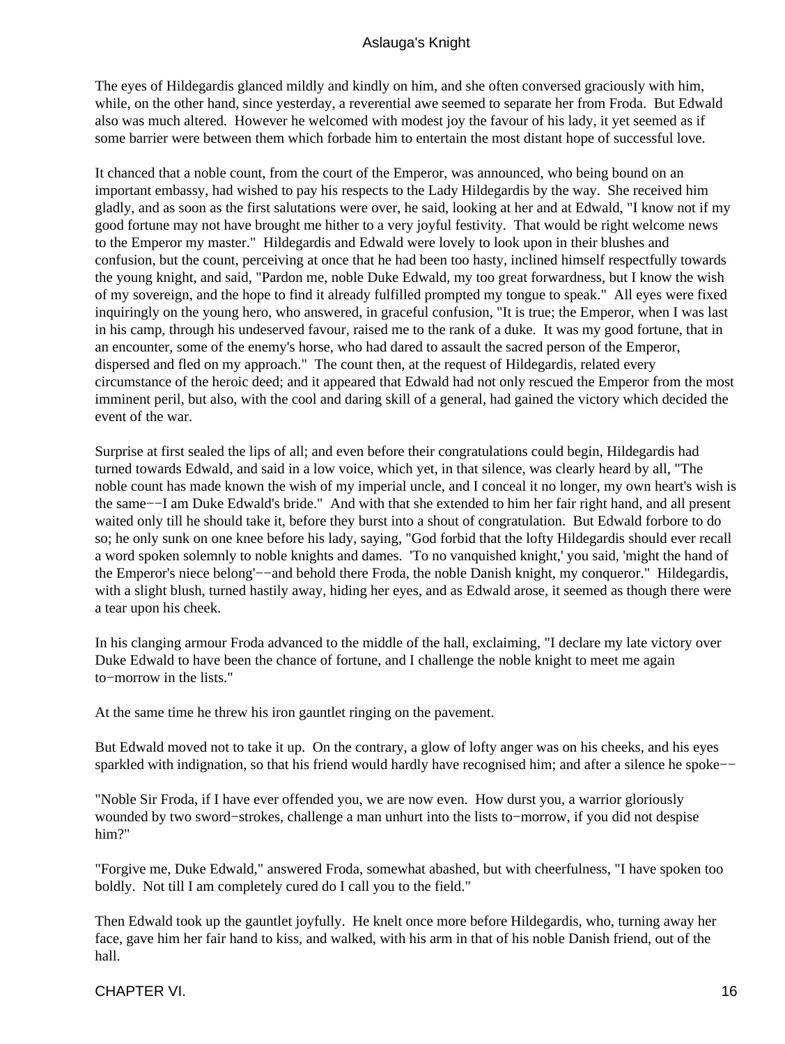The eyes of Hildegardis glanced mildly and kindly on him, and she often conversed graciously with him, while, on the other hand, since yesterday, a reverential awe seemed to separate her from Froda. But Edwald also was much altered. However he welcomed with modest joy the favour of his lady, it yet seemed as if some barrier were between them which forbade him to entertain the most distant hope of successful love.

It chanced that a noble count, from the court of the Emperor, was announced, who being bound on an important embassy, had wished to pay his respects to the Lady Hildegardis by the way. She received him gladly, and as soon as the first salutations were over, he said, looking at her and at Edwald, "I know not if my good fortune may not have brought me hither to a very joyful festivity. That would be right welcome news to the Emperor my master." Hildegardis and Edwald were lovely to look upon in their blushes and confusion, but the count, perceiving at once that he had been too hasty, inclined himself respectfully towards the young knight, and said, "Pardon me, noble Duke Edwald, my too great forwardness, but I know the wish of my sovereign, and the hope to find it already fulfilled prompted my tongue to speak." All eyes were fixed inquiringly on the young hero, who answered, in graceful confusion, "It is true; the Emperor, when I was last in his camp, through his undeserved favour, raised me to the rank of a duke. It was my good fortune, that in an encounter, some of the enemy's horse, who had dared to assault the sacred person of the Emperor, dispersed and fled on my approach." The count then, at the request of Hildegardis, related every circumstance of the heroic deed; and it appeared that Edwald had not only rescued the Emperor from the most imminent peril, but also, with the cool and daring skill of a general, had gained the victory which decided the event of the war.

Surprise at first sealed the lips of all; and even before their congratulations could begin, Hildegardis had turned towards Edwald, and said in a low voice, which yet, in that silence, was clearly heard by all, "The noble count has made known the wish of my imperial uncle, and I conceal it no longer, my own heart's wish is the same−−I am Duke Edwald's bride." And with that she extended to him her fair right hand, and all present waited only till he should take it, before they burst into a shout of congratulation. But Edwald forbore to do so; he only sunk on one knee before his lady, saying, "God forbid that the lofty Hildegardis should ever recall a word spoken solemnly to noble knights and dames. 'To no vanquished knight,' you said, 'might the hand of the Emperor's niece belong'−−and behold there Froda, the noble Danish knight, my conqueror." Hildegardis, with a slight blush, turned hastily away, hiding her eyes, and as Edwald arose, it seemed as though there were a tear upon his cheek.

In his clanging armour Froda advanced to the middle of the hall, exclaiming, "I declare my late victory over Duke Edwald to have been the chance of fortune, and I challenge the noble knight to meet me again to−morrow in the lists."

At the same time he threw his iron gauntlet ringing on the pavement.

But Edwald moved not to take it up. On the contrary, a glow of lofty anger was on his cheeks, and his eyes sparkled with indignation, so that his friend would hardly have recognised him; and after a silence he spoke−−

"Noble Sir Froda, if I have ever offended you, we are now even. How durst you, a warrior gloriously wounded by two sword−strokes, challenge a man unhurt into the lists to−morrow, if you did not despise him?"

"Forgive me, Duke Edwald," answered Froda, somewhat abashed, but with cheerfulness, "I have spoken too boldly. Not till I am completely cured do I call you to the field."

Then Edwald took up the gauntlet joyfully. He knelt once more before Hildegardis, who, turning away her face, gave him her fair hand to kiss, and walked, with his arm in that of his noble Danish friend, out of the hall.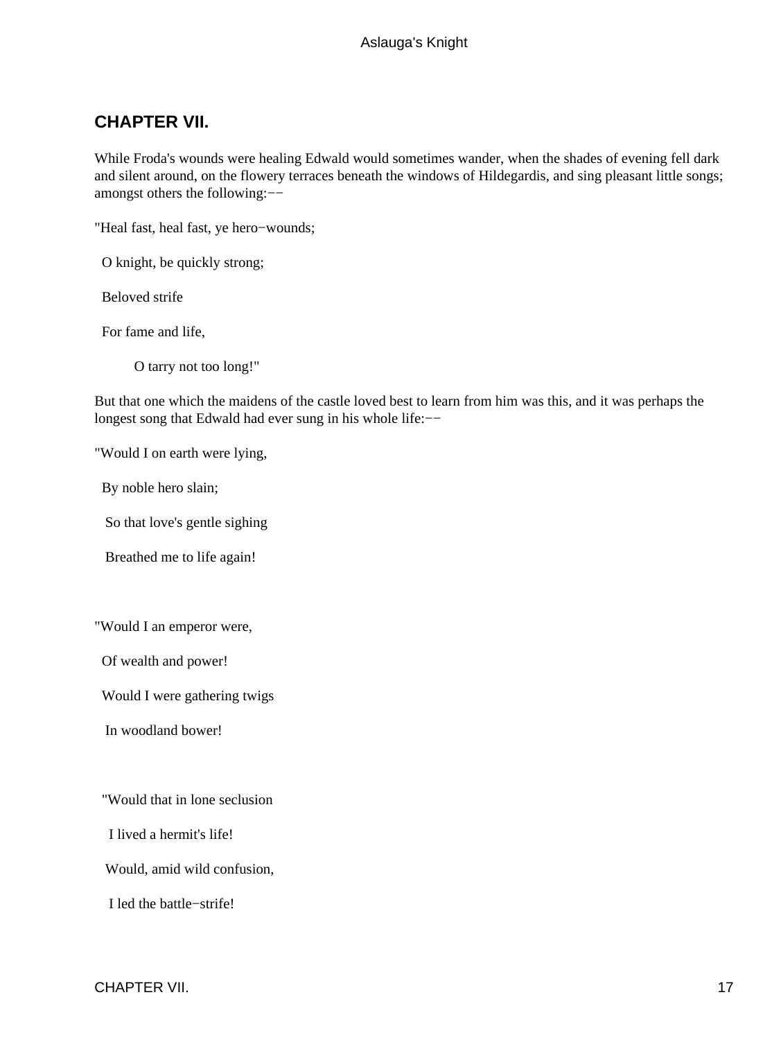## CHAPTER VII.

While Froda's wounds were healing Edwald would sometimes wander, when the shades of evening fell dark and silent around, on the flowery terraces beneath the windows of Hildegardis, and sing pleasant little songs; amongst others the following:−−

"Heal fast, heal fast, ye hero−wounds;

O knight, be quickly strong;

Beloved strife

For fame and life,

O tarry not too long!"

But that one which the maidens of the castle loved best to learn from him was this, and it was perhaps the longest song that Edwald had ever sung in his whole life:−−

"Would I on earth were lying,

By noble hero slain;

So that love's gentle sighing

Breathed me to life again!

"Would I an emperor were,

Of wealth and power!

Would I were gathering twigs

In woodland bower!

"Would that in lone seclusion

I lived a hermit's life!

Would, amid wild confusion,

I led the battle−strife!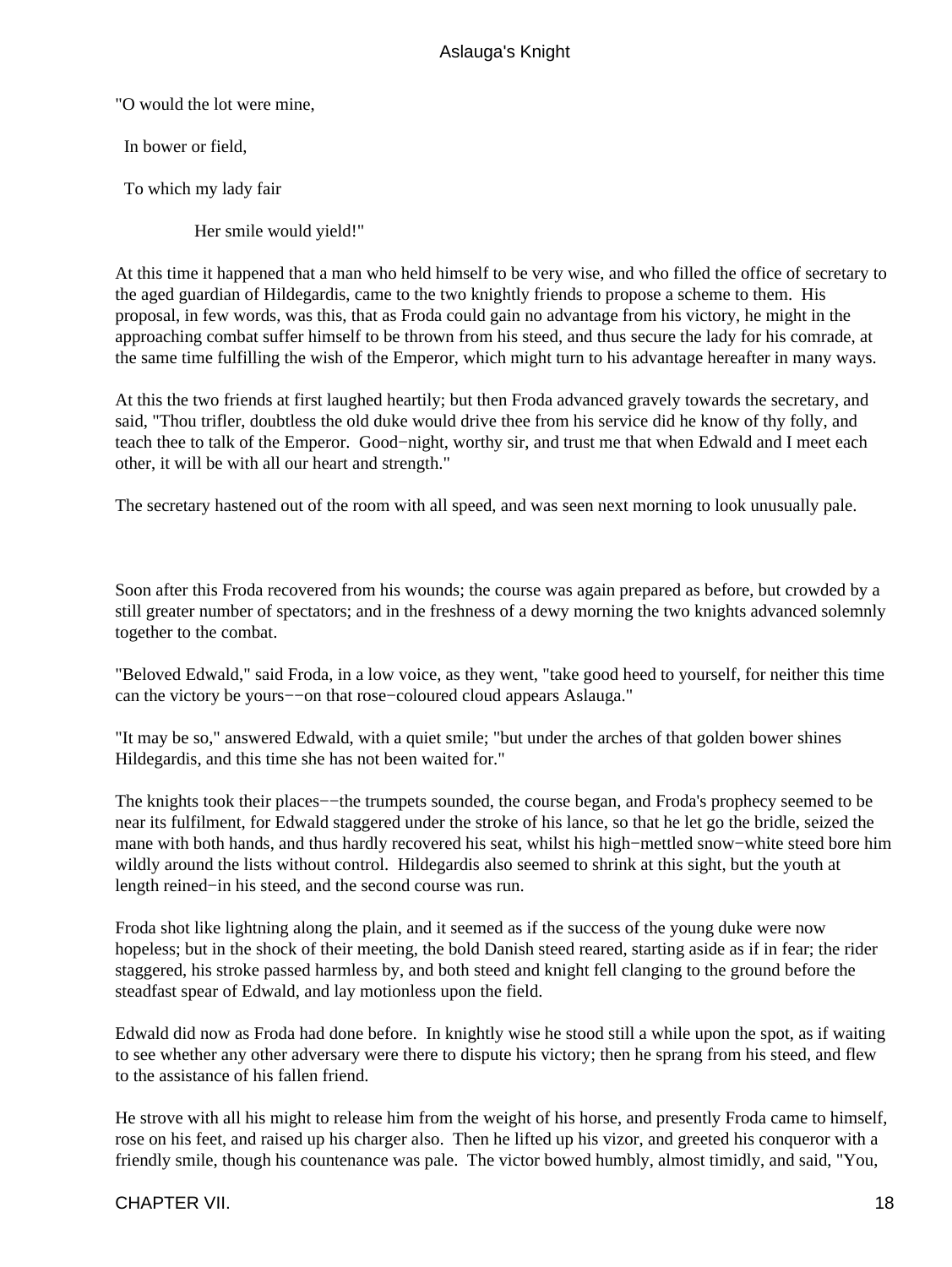"O would the lot were mine,

  In bower or field,

  To which my lady fair

              Her smile would yield!"

At this time it happened that a man who held himself to be very wise, and who filled the office of secretary to the aged guardian of Hildegardis, came to the two knightly friends to propose a scheme to them. His proposal, in few words, was this, that as Froda could gain no advantage from his victory, he might in the approaching combat suffer himself to be thrown from his steed, and thus secure the lady for his comrade, at the same time fulfilling the wish of the Emperor, which might turn to his advantage hereafter in many ways.

At this the two friends at first laughed heartily; but then Froda advanced gravely towards the secretary, and said, "Thou trifler, doubtless the old duke would drive thee from his service did he know of thy folly, and teach thee to talk of the Emperor. Good−night, worthy sir, and trust me that when Edwald and I meet each other, it will be with all our heart and strength."

The secretary hastened out of the room with all speed, and was seen next morning to look unusually pale.

Soon after this Froda recovered from his wounds; the course was again prepared as before, but crowded by a still greater number of spectators; and in the freshness of a dewy morning the two knights advanced solemnly together to the combat.

"Beloved Edwald," said Froda, in a low voice, as they went, "take good heed to yourself, for neither this time can the victory be yours−−on that rose−coloured cloud appears Aslauga."

"It may be so," answered Edwald, with a quiet smile; "but under the arches of that golden bower shines Hildegardis, and this time she has not been waited for."

The knights took their places−−the trumpets sounded, the course began, and Froda's prophecy seemed to be near its fulfilment, for Edwald staggered under the stroke of his lance, so that he let go the bridle, seized the mane with both hands, and thus hardly recovered his seat, whilst his high−mettled snow−white steed bore him wildly around the lists without control. Hildegardis also seemed to shrink at this sight, but the youth at length reined−in his steed, and the second course was run.

Froda shot like lightning along the plain, and it seemed as if the success of the young duke were now hopeless; but in the shock of their meeting, the bold Danish steed reared, starting aside as if in fear; the rider staggered, his stroke passed harmless by, and both steed and knight fell clanging to the ground before the steadfast spear of Edwald, and lay motionless upon the field.

Edwald did now as Froda had done before. In knightly wise he stood still a while upon the spot, as if waiting to see whether any other adversary were there to dispute his victory; then he sprang from his steed, and flew to the assistance of his fallen friend.

He strove with all his might to release him from the weight of his horse, and presently Froda came to himself, rose on his feet, and raised up his charger also. Then he lifted up his vizor, and greeted his conqueror with a friendly smile, though his countenance was pale. The victor bowed humbly, almost timidly, and said, "You,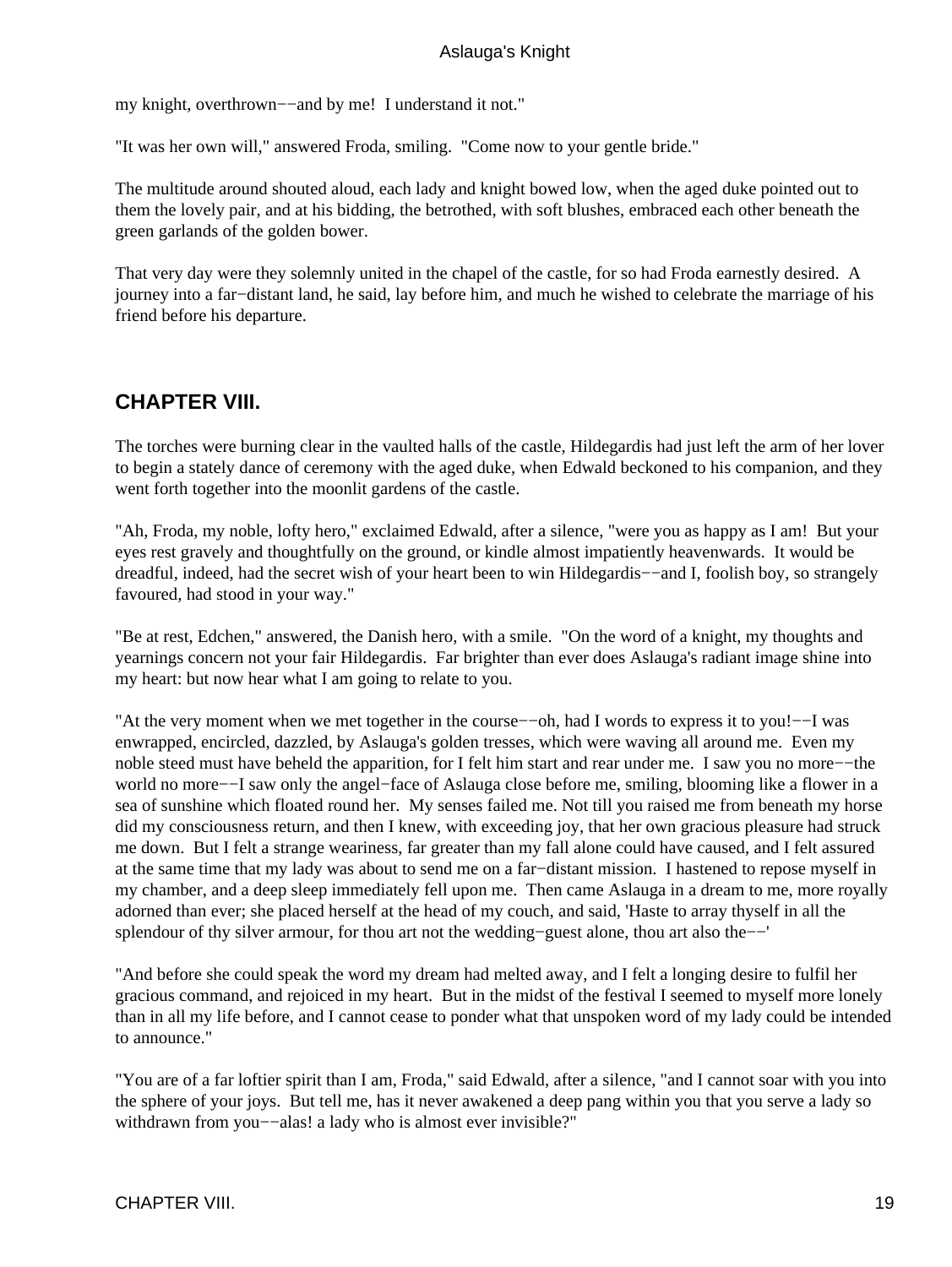my knight, overthrown−−and by me! I understand it not."

"It was her own will," answered Froda, smiling. "Come now to your gentle bride."

The multitude around shouted aloud, each lady and knight bowed low, when the aged duke pointed out to them the lovely pair, and at his bidding, the betrothed, with soft blushes, embraced each other beneath the green garlands of the golden bower.

That very day were they solemnly united in the chapel of the castle, for so had Froda earnestly desired. A journey into a far−distant land, he said, lay before him, and much he wished to celebrate the marriage of his friend before his departure.

## CHAPTER VIII.

The torches were burning clear in the vaulted halls of the castle, Hildegardis had just left the arm of her lover to begin a stately dance of ceremony with the aged duke, when Edwald beckoned to his companion, and they went forth together into the moonlit gardens of the castle.

"Ah, Froda, my noble, lofty hero," exclaimed Edwald, after a silence, "were you as happy as I am! But your eyes rest gravely and thoughtfully on the ground, or kindle almost impatiently heavenwards. It would be dreadful, indeed, had the secret wish of your heart been to win Hildegardis−−and I, foolish boy, so strangely favoured, had stood in your way."

"Be at rest, Edchen," answered, the Danish hero, with a smile. "On the word of a knight, my thoughts and yearnings concern not your fair Hildegardis. Far brighter than ever does Aslauga's radiant image shine into my heart: but now hear what I am going to relate to you.

"At the very moment when we met together in the course−−oh, had I words to express it to you!−−I was enwrapped, encircled, dazzled, by Aslauga's golden tresses, which were waving all around me. Even my noble steed must have beheld the apparition, for I felt him start and rear under me. I saw you no more−−the world no more−−I saw only the angel−face of Aslauga close before me, smiling, blooming like a flower in a sea of sunshine which floated round her. My senses failed me. Not till you raised me from beneath my horse did my consciousness return, and then I knew, with exceeding joy, that her own gracious pleasure had struck me down. But I felt a strange weariness, far greater than my fall alone could have caused, and I felt assured at the same time that my lady was about to send me on a far−distant mission. I hastened to repose myself in my chamber, and a deep sleep immediately fell upon me. Then came Aslauga in a dream to me, more royally adorned than ever; she placed herself at the head of my couch, and said, 'Haste to array thyself in all the splendour of thy silver armour, for thou art not the wedding−guest alone, thou art also the−−'

"And before she could speak the word my dream had melted away, and I felt a longing desire to fulfil her gracious command, and rejoiced in my heart. But in the midst of the festival I seemed to myself more lonely than in all my life before, and I cannot cease to ponder what that unspoken word of my lady could be intended to announce."

"You are of a far loftier spirit than I am, Froda," said Edwald, after a silence, "and I cannot soar with you into the sphere of your joys. But tell me, has it never awakened a deep pang within you that you serve a lady so withdrawn from you−−alas! a lady who is almost ever invisible?"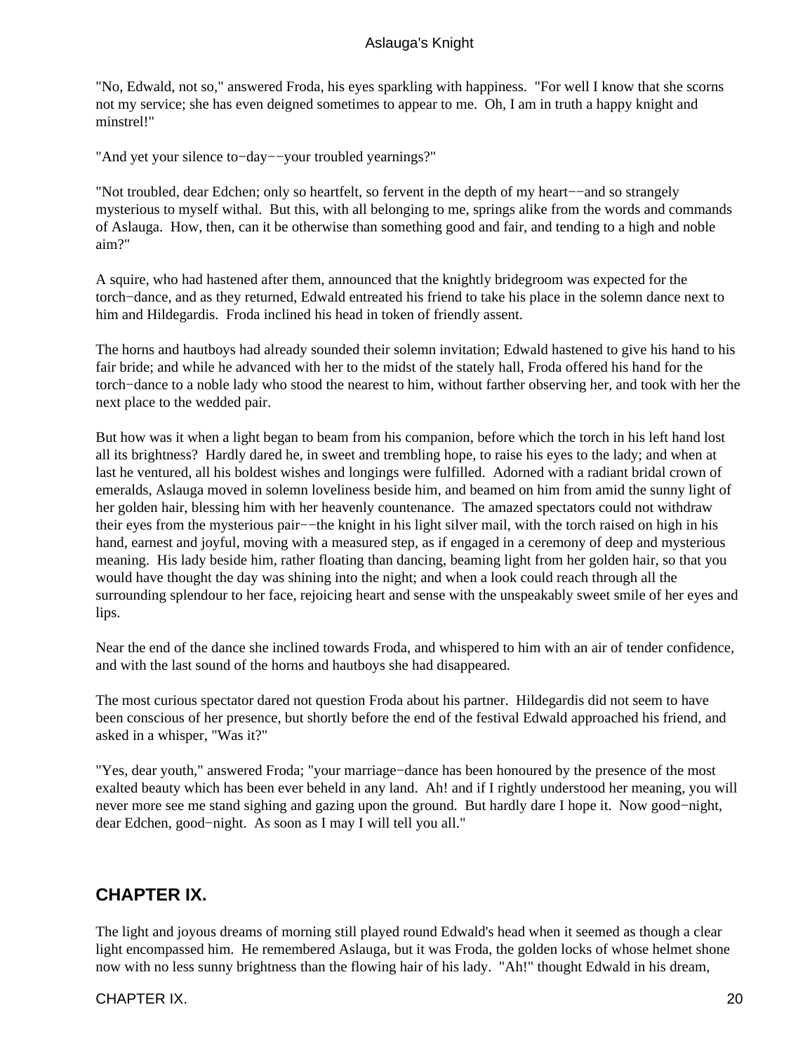"No, Edwald, not so," answered Froda, his eyes sparkling with happiness. "For well I know that she scorns not my service; she has even deigned sometimes to appear to me. Oh, I am in truth a happy knight and minstrel!"

"And yet your silence to−day−−your troubled yearnings?"

"Not troubled, dear Edchen; only so heartfelt, so fervent in the depth of my heart−−and so strangely mysterious to myself withal. But this, with all belonging to me, springs alike from the words and commands of Aslauga. How, then, can it be otherwise than something good and fair, and tending to a high and noble aim?"

A squire, who had hastened after them, announced that the knightly bridegroom was expected for the torch−dance, and as they returned, Edwald entreated his friend to take his place in the solemn dance next to him and Hildegardis. Froda inclined his head in token of friendly assent.

The horns and hautboys had already sounded their solemn invitation; Edwald hastened to give his hand to his fair bride; and while he advanced with her to the midst of the stately hall, Froda offered his hand for the torch−dance to a noble lady who stood the nearest to him, without farther observing her, and took with her the next place to the wedded pair.

But how was it when a light began to beam from his companion, before which the torch in his left hand lost all its brightness? Hardly dared he, in sweet and trembling hope, to raise his eyes to the lady; and when at last he ventured, all his boldest wishes and longings were fulfilled. Adorned with a radiant bridal crown of emeralds, Aslauga moved in solemn loveliness beside him, and beamed on him from amid the sunny light of her golden hair, blessing him with her heavenly countenance. The amazed spectators could not withdraw their eyes from the mysterious pair−−the knight in his light silver mail, with the torch raised on high in his hand, earnest and joyful, moving with a measured step, as if engaged in a ceremony of deep and mysterious meaning. His lady beside him, rather floating than dancing, beaming light from her golden hair, so that you would have thought the day was shining into the night; and when a look could reach through all the surrounding splendour to her face, rejoicing heart and sense with the unspeakably sweet smile of her eyes and lips.

Near the end of the dance she inclined towards Froda, and whispered to him with an air of tender confidence, and with the last sound of the horns and hautboys she had disappeared.

The most curious spectator dared not question Froda about his partner. Hildegardis did not seem to have been conscious of her presence, but shortly before the end of the festival Edwald approached his friend, and asked in a whisper, "Was it?"

"Yes, dear youth," answered Froda; "your marriage−dance has been honoured by the presence of the most exalted beauty which has been ever beheld in any land. Ah! and if I rightly understood her meaning, you will never more see me stand sighing and gazing upon the ground. But hardly dare I hope it. Now good−night, dear Edchen, good−night. As soon as I may I will tell you all."

## CHAPTER IX.

The light and joyous dreams of morning still played round Edwald's head when it seemed as though a clear light encompassed him. He remembered Aslauga, but it was Froda, the golden locks of whose helmet shone now with no less sunny brightness than the flowing hair of his lady. "Ah!" thought Edwald in his dream,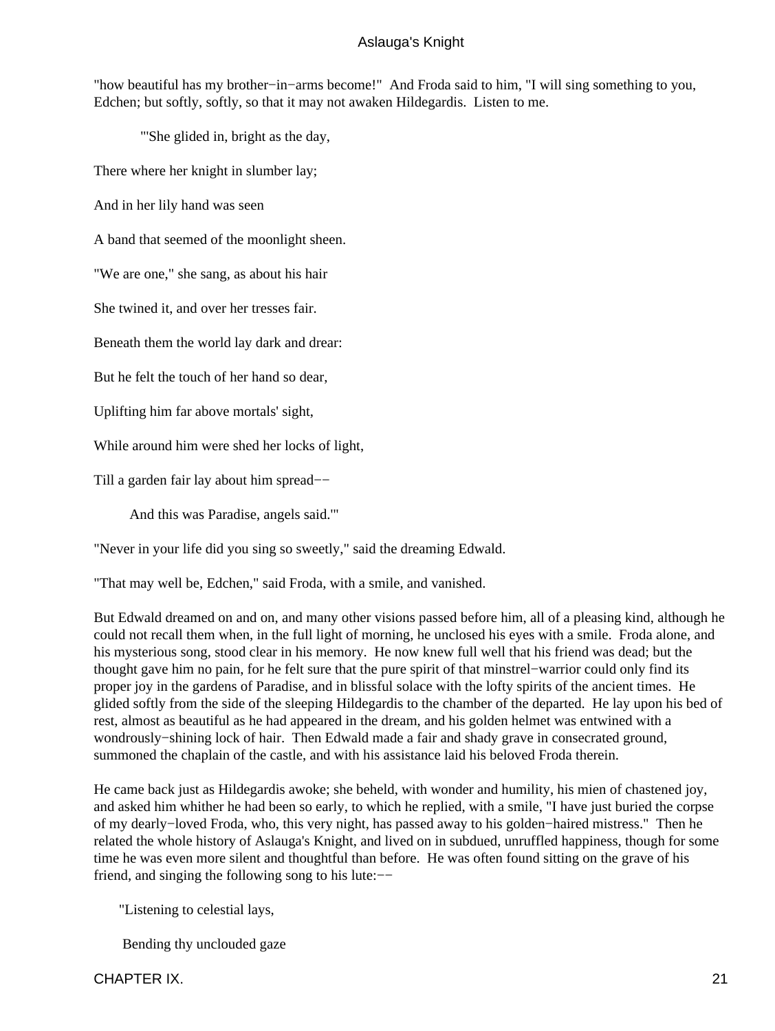"how beautiful has my brother−in−arms become!" And Froda said to him, "I will sing something to you, Edchen; but softly, softly, so that it may not awaken Hildegardis. Listen to me.

"'She glided in, bright as the day,

There where her knight in slumber lay;

And in her lily hand was seen

A band that seemed of the moonlight sheen.

"We are one," she sang, as about his hair

She twined it, and over her tresses fair.

Beneath them the world lay dark and drear:

But he felt the touch of her hand so dear,

Uplifting him far above mortals' sight,

While around him were shed her locks of light,

Till a garden fair lay about him spread−−

And this was Paradise, angels said.'"

"Never in your life did you sing so sweetly," said the dreaming Edwald.

"That may well be, Edchen," said Froda, with a smile, and vanished.

But Edwald dreamed on and on, and many other visions passed before him, all of a pleasing kind, although he could not recall them when, in the full light of morning, he unclosed his eyes with a smile. Froda alone, and his mysterious song, stood clear in his memory. He now knew full well that his friend was dead; but the thought gave him no pain, for he felt sure that the pure spirit of that minstrel−warrior could only find its proper joy in the gardens of Paradise, and in blissful solace with the lofty spirits of the ancient times. He glided softly from the side of the sleeping Hildegardis to the chamber of the departed. He lay upon his bed of rest, almost as beautiful as he had appeared in the dream, and his golden helmet was entwined with a wondrously−shining lock of hair. Then Edwald made a fair and shady grave in consecrated ground, summoned the chaplain of the castle, and with his assistance laid his beloved Froda therein.

He came back just as Hildegardis awoke; she beheld, with wonder and humility, his mien of chastened joy, and asked him whither he had been so early, to which he replied, with a smile, "I have just buried the corpse of my dearly−loved Froda, who, this very night, has passed away to his golden−haired mistress." Then he related the whole history of Aslauga's Knight, and lived on in subdued, unruffled happiness, though for some time he was even more silent and thoughtful than before. He was often found sitting on the grave of his friend, and singing the following song to his lute:−−

"Listening to celestial lays,

Bending thy unclouded gaze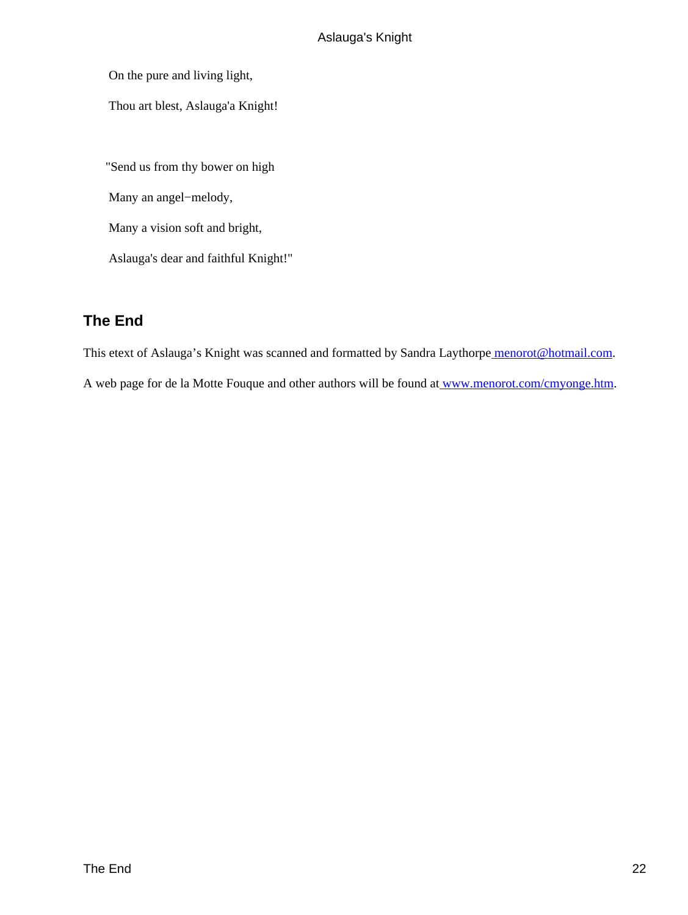On the pure and living light,

Thou art blest, Aslauga'a Knight!

"Send us from thy bower on high

Many an angel−melody,

Many a vision soft and bright,

Aslauga's dear and faithful Knight!"

## The End

This etext of Aslauga's Knight was scanned and formatted by Sandra Laythorpe menorot@hotmail.com.

A web page for de la Motte Fouque and other authors will be found at www.menorot.com/cmyonge.htm.